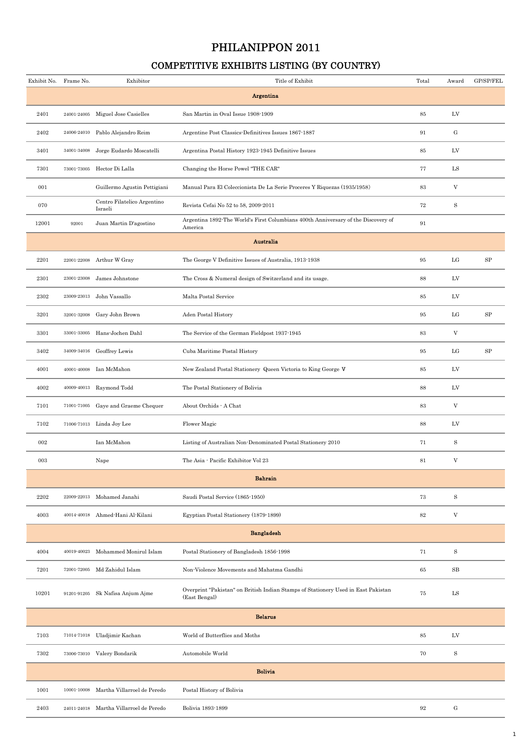# PHILANIPPON 2011

## COMPETITIVE EXHIBITS LISTING (BY COUNTRY)

| Exhibit No. | Frame No. | Exhibitor | Title of Exhibit | Total | Award | GP/SP/FEL |
|---|---|---|---|---|---|---|
| **Argentina** | | | | | | |
| 2401 | 24001-24005 | Miguel Jose Casielles | San Martin in Oval Issue 1908-1909 | 85 | LV | |
| 2402 | 24006-24010 | Pablo Alejandro Reim | Argentine Post Classics-Definitives Issues 1867-1887 | 91 | G | |
| 3401 | 34001-34008 | Jorge Eudardo Moscatelli | Argentina Postal History 1923-1945 Definitive Issues | 85 | LV | |
| 7301 | 73001-73005 | Hector Di Lalla | Changing the Horse Powel "THE CAR" | 77 | LS | |
| 001 | | Guillermo Agustin Pettigiani | Manual Para El Coleccionista De La Serie Proceres Y Riquezas (1935/1958) | 83 | V | |
| 070 | | Centro Filatelico Argentino Israeli | Revista Cefai No 52 to 58, 2009-2011 | 72 | S | |
| 12001 | 92001 | Juan Martin D'agostino | Argentina 1892-The World's First Columbians 400th Anniversary of the Discovery of America | 91 | | |
| **Australia** | | | | | | |
| 2201 | 22001-22008 | Arthur W Gray | The George V Definitive Issues of Australia, 1913-1938 | 95 | LG | SP |
| 2301 | 23001-23008 | James Johnstone | The Cross & Numeral design of Switzerland and its usage. | 88 | LV | |
| 2302 | 23009-23013 | John Vassallo | Malta Postal Service | 85 | LV | |
| 3201 | 32001-32008 | Gary John Brown | Aden Postal History | 95 | LG | SP |
| 3301 | 33001-33005 | Hans-Jochen Dahl | The Service of the German Fieldpost 1937-1945 | 83 | V | |
| 3402 | 34009-34016 | Geoffrey Lewis | Cuba Maritime Postal History | 95 | LG | SP |
| 4001 | 40001-40008 | Ian McMahon | New Zealand Postal Stationery Queen Victoria to King George V | 85 | LV | |
| 4002 | 40009-40013 | Raymond Todd | The Postal Stationery of Bolivia | 88 | LV | |
| 7101 | 71001-71005 | Gaye and Graeme Chequer | About Orchids - A Chat | 83 | V | |
| 7102 | 71006-71013 | Linda Joy Lee | Flower Magic | 88 | LV | |
| 002 | | Ian McMahon | Listing of Australian Non-Denominated Postal Stationery 2010 | 71 | S | |
| 003 | | Nape | The Asia - Pacific Exhibitor Vol 23 | 81 | V | |
| **Bahrain** | | | | | | |
| 2202 | 22009-22013 | Mohamed Janahi | Saudi Postal Service (1865-1950) | 73 | S | |
| 4003 | 40014-40018 | Ahmed-Hani Al-Kilani | Egyptian Postal Stationery (1879-1899) | 82 | V | |
| **Bangladesh** | | | | | | |
| 4004 | 40019-40023 | Mohammed Monirul Islam | Postal Stationery of Bangladesh 1856-1998 | 71 | S | |
| 7201 | 72001-72005 | Md Zahidul Islam | Non-Violence Movements and Mahatma Gandhi | 65 | SB | |
| 10201 | 91201-91205 | Sk Nafisa Anjum Ajme | Overprint "Pakistan" on British Indian Stamps of Stationery Used in East Pakistan (East Bengal) | 75 | LS | |
| **Belarus** | | | | | | |
| 7103 | 71014-71018 | Uladjimir Kachan | World of Butterflies and Moths | 85 | LV | |
| 7302 | 73006-73010 | Valery Bondarik | Automobile World | 70 | S | |
| **Bolivia** | | | | | | |
| 1001 | 10001-10008 | Martha Villarroel de Peredo | Postal History of Bolivia | | | |
| 2403 | 24011-24018 | Martha Villarroel de Peredo | Bolivia 1893-1899 | 92 | G | |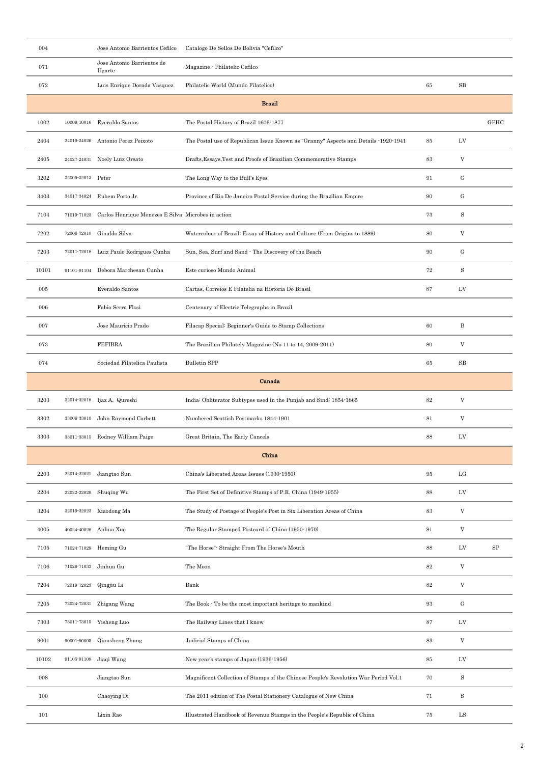| | | | | | | |
|---|---|---|---|---|---|---|
| 004 | | Jose Antonio Barrientos Cefilco | Catalogo De Sellos De Bolivia "Cefilco" | | | |
| 071 | | Jose Antonio Barrientos de Ugarte | Magazine - Philatelic Cefilco | | | |
| 072 | | Luis Enrique Dorada Vasquez | Philatelic World (Mundo Filatelico) | 65 | SB | |
| | | | **Brazil** | | | |
| 1002 | 10009-10016 | Everaldo Santos | The Postal History of Brazil 1606-1877 | | | GPHC |
| 2404 | 24019-24026 | Antonio Perez Peixoto | The Postal use of Republican Issue Known as "Granny" Aspects and Details -1920-1941 | 85 | LV | |
| 2405 | 24027-24031 | Noely Luiz Orsato | Drafts,Essays,Test and Proofs of Brazilian Commemorative Stamps | 83 | V | |
| 3202 | 32009-32013 | Peter | The Long Way to the Bull's Eyes | 91 | G | |
| 3403 | 34017-34024 | Rubem Porto Jr. | Province of Rio De Janeiro Postal Service during the Brazilian Empire | 90 | G | |
| 7104 | 71019-71023 | Carlos Henrique Menezes E Silva | Microbes in action | 73 | S | |
| 7202 | 72006-72010 | Ginaldo Silva | Watercolour of Brazil: Essay of History and Culture (From Origins to 1889) | 80 | V | |
| 7203 | 72011-72018 | Luiz Paulo Rodrigues Cunha | Sun, Sea, Surf and Sand - The Discovery of the Beach | 90 | G | |
| 10101 | 91101-91104 | Debora Marchesan Cunha | Este curioso Mundo Animal | 72 | S | |
| 005 | | Everaldo Santos | Cartas, Correios E Filatelia na Historia Do Brasil | 87 | LV | |
| 006 | | Fabio Serra Flosi | Centenary of Electric Telegraphs in Brazil | | | |
| 007 | | Jose Mauricio Prado | Filacap Special: Beginner's Guide to Stamp Collections | 60 | B | |
| 073 | | FEFIBRA | The Brazilian Philately Magazine (No 11 to 14, 2009-2011) | 80 | V | |
| 074 | | Sociedad Filatelica Paulista | Bulletin SPP | 65 | SB | |
| | | | **Canada** | | | |
| 3203 | 32014-32018 | Ijaz A. Qureshi | India: Obliterator Subtypes used in the Punjab and Sind: 1854-1865 | 82 | V | |
| 3302 | 33006-33010 | John Raymond Corbett | Numbered Scottish Postmarks 1844-1901 | 81 | V | |
| 3303 | 33011-33015 | Rodney William Paige | Great Britain, The Early Cancels | 88 | LV | |
| | | | **China** | | | |
| 2203 | 22014-22021 | Jiangtao Sun | China's Liberated Areas Issues (1930-1950) | 95 | LG | |
| 2204 | 22022-22029 | Shuqing Wu | The First Set of Definitive Stamps of P.R. China (1949-1955) | 88 | LV | |
| 3204 | 32019-32023 | Xiaodong Ma | The Study of Postage of People's Post in Six Liberation Areas of China | 83 | V | |
| 4005 | 40024-40028 | Anhua Xue | The Regular Stamped Postcard of China (1950-1970) | 81 | V | |
| 7105 | 71024-71028 | Heming Gu | "The Horse"- Straight From The Horse's Mouth | 88 | LV | SP |
| 7106 | 71029-71033 | Jinhua Gu | The Moon | 82 | V | |
| 7204 | 72019-72023 | Qingjiu Li | Bank | 82 | V | |
| 7205 | 72024-72031 | Zhigang Wang | The Book - To be the most important heritage to mankind | 93 | G | |
| 7303 | 73011-73015 | Yisheng Luo | The Railway Lines that I know | 87 | LV | |
| 9001 | 90001-90005 | Qiansheng Zhang | Judicial Stamps of China | 83 | V | |
| 10102 | 91105-91108 | Jiaqi Wang | New year's stamps of Japan (1936-1956) | 85 | LV | |
| 008 | | Jiangtao Sun | Magnificent Collection of Stamps of the Chinese People's Revolution War Period Vol.1 | 70 | S | |
| 100 | | Chaoying Di | The 2011 edition of The Postal Stationery Catalogue of New China | 71 | S | |
| 101 | | Lixin Rao | Illustrated Handbook of Revenue Stamps in the People's Republic of China | 75 | LS | |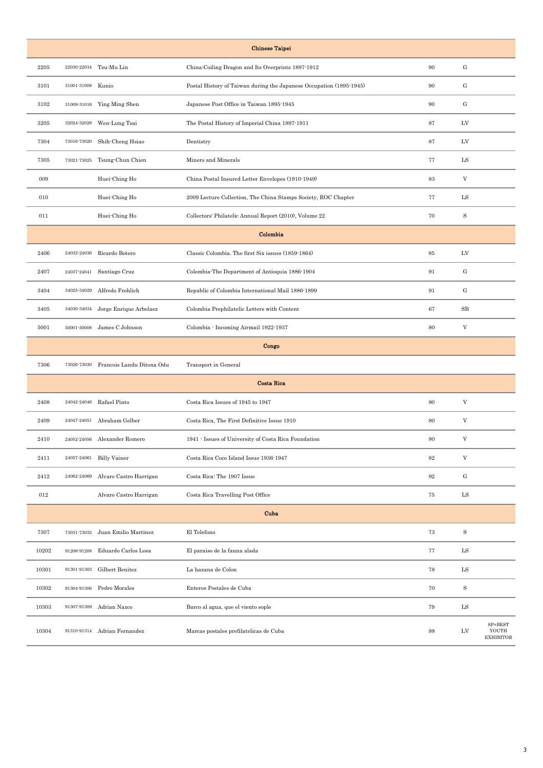| | | | | | | |
|---|---|---|---|---|---|---|
| **Chinese Taipei** | | | | | | |
| 2205 | 22030-22034 | Tzu-Mu Lin | China:Coiling Dragon and Its Overprints 1897-1912 | 90 | G | |
| 3101 | 31001-31008 | Kunio | Postal History of Taiwan during the Japanese Occupation (1895-1945) | 90 | G | |
| 3102 | 31009-31016 | Ying Ming Shen | Japanese Post Office in Taiwan 1895-1945 | 90 | G | |
| 3205 | 32024-32028 | Wen-Lung Tsai | The Postal History of Imperial China 1897-1911 | 87 | LV | |
| 7304 | 73016-73020 | Shih-Cheng Hsiao | Dentistry | 87 | LV | |
| 7305 | 73021-73025 | Tsung-Chun Chien | Miners and Minerals | 77 | LS | |
| 009 | | Huei-Ching Ho | China Postal Insured Letter Envelopes (1910-1949) | 83 | V | |
| 010 | | Huei-Ching Ho | 2009 Lecture Collection, The China Stamps Society, ROC Chapter | 77 | LS | |
| 011 | | Huei-Ching Ho | Collectors' Philatelic Annual Report (2010), Volume 22 | 70 | S | |
| **Colombia** | | | | | | |
| 2406 | 24032-24036 | Ricardo Botero | Classic Colombia. The first Six issues (1859-1864) | 85 | LV | |
| 2407 | 24037-24041 | Santiago Cruz | Colombia-The Department of Antioquia 1886-1904 | 91 | G | |
| 3404 | 34025-34029 | Alfredo Frohlich | Republic of Colombia International Mail 1886-1899 | 91 | G | |
| 3405 | 34030-34034 | Jorge Enrique Arbelaez | Colombia Prephilatelic Letters with Content | 67 | SB | |
| 5001 | 50001-50008 | James C Johnson | Colombia - Incoming Airmail 1922-1937 | 80 | V | |
| **Congo** | | | | | | |
| 7306 | 73026-73030 | Francois Landu Ditona Odu | Transport in General | | | |
| **Costa Rica** | | | | | | |
| 2408 | 24042-24046 | Rafael Pinto | Costa Rica Issues of 1945 to 1947 | 80 | V | |
| 2409 | 24047-24051 | Abraham Gelber | Costa Rica, The First Definitive Issue 1910 | 80 | V | |
| 2410 | 24052-24056 | Alexander Romero | 1941 - Issues of University of Costa Rica Foundation | 80 | V | |
| 2411 | 24057-24061 | Billy Vainer | Costa Rica Coco Island Issue 1936-1947 | 82 | V | |
| 2412 | 24062-24069 | Alvaro Castro Harrigan | Costa Rica: The 1907 Issue | 92 | G | |
| 012 | | Alvaro Castro Harrigan | Costa Rica Travelling Post Office | 75 | LS | |
| **Cuba** | | | | | | |
| 7307 | 73031-73035 | Juan Emilio Martinez | El Telefono | 73 | S | |
| 10202 | 91206-91208 | Eduardo Carlos Losa | El paraiso de la fauna alada | 77 | LS | |
| 10301 | 91301-91303 | Gilbert Benitez | La hazana de Colon | 78 | LS | |
| 10302 | 91304-91306 | Pedro Morales | Enteros Postales de Cuba | 70 | S | |
| 10303 | 91307-91309 | Adrian Nazco | Barco al agua, que el viento sople | 79 | LS | |
| 10304 | 91310-91314 | Adrian Fernandez | Marcas postales prefilatelicas de Cuba | 88 | LV | SP+BEST YOUTH EXHIBITOR |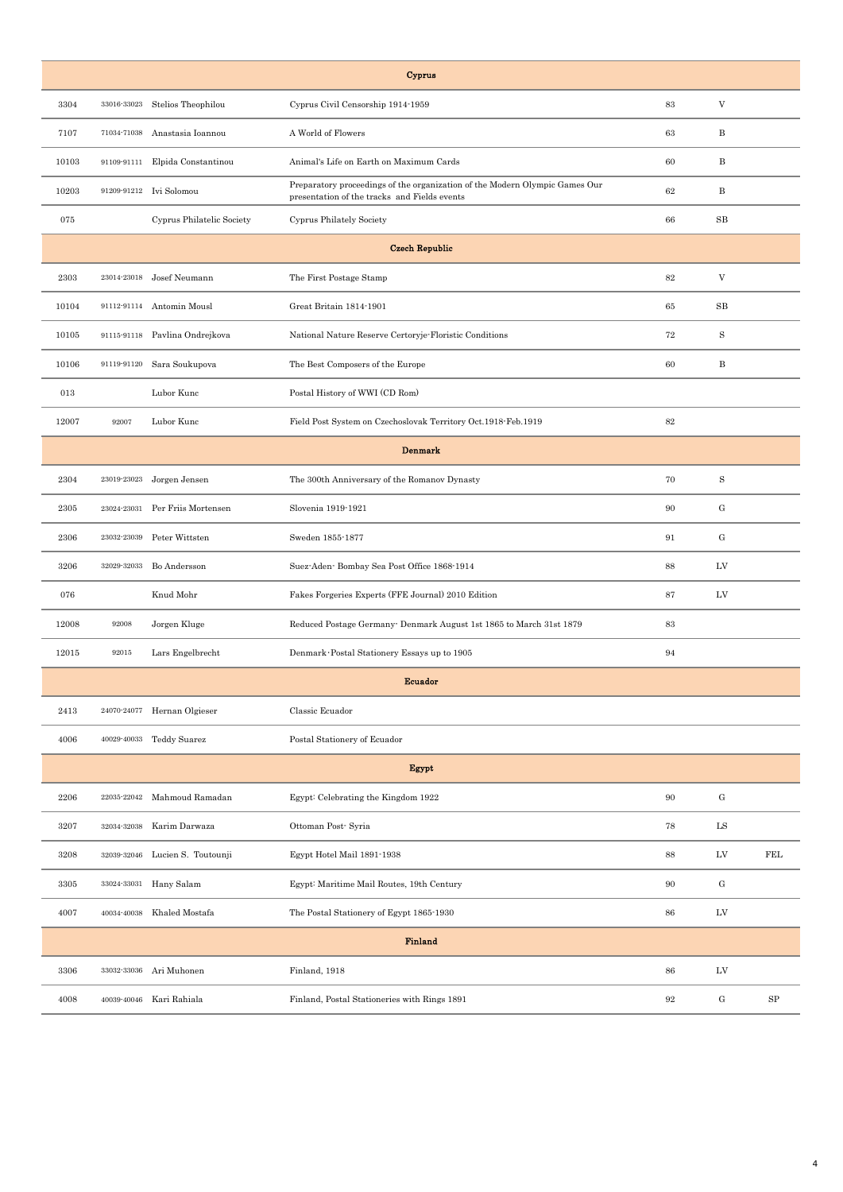| | | | | | | |
|---|---|---|---|---|---|---|
| | | | **Cyprus** | | | |
| 3304 | 33016-33023 | Stelios Theophilou | Cyprus Civil Censorship 1914-1959 | 83 | V | |
| 7107 | 71034-71038 | Anastasia Ioannou | A World of Flowers | 63 | B | |
| 10103 | 91109-91111 | Elpida Constantinou | Animal's Life on Earth on Maximum Cards | 60 | B | |
| 10203 | 91209-91212 | Ivi Solomou | Preparatory proceedings of the organization of the Modern Olympic Games Our presentation of the tracks and Fields events | 62 | B | |
| 075 | | Cyprus Philatelic Society | Cyprus Philately Society | 66 | SB | |
| | | | **Czech Republic** | | | |
| 2303 | 23014-23018 | Josef Neumann | The First Postage Stamp | 82 | V | |
| 10104 | 91112-91114 | Antomin Mousl | Great Britain 1814-1901 | 65 | SB | |
| 10105 | 91115-91118 | Pavlina Ondrejkova | National Nature Reserve Certoryje-Floristic Conditions | 72 | S | |
| 10106 | 91119-91120 | Sara Soukupova | The Best Composers of the Europe | 60 | B | |
| 013 | | Lubor Kunc | Postal History of WWI (CD Rom) | | | |
| 12007 | 92007 | Lubor Kunc | Field Post System on Czechoslovak Territory Oct.1918-Feb.1919 | 82 | | |
| | | | **Denmark** | | | |
| 2304 | 23019-23023 | Jorgen Jensen | The 300th Anniversary of the Romanov Dynasty | 70 | S | |
| 2305 | 23024-23031 | Per Friis Mortensen | Slovenia 1919-1921 | 90 | G | |
| 2306 | 23032-23039 | Peter Wittsten | Sweden 1855-1877 | 91 | G | |
| 3206 | 32029-32033 | Bo Andersson | Suez-Aden- Bombay Sea Post Office 1868-1914 | 88 | LV | |
| 076 | | Knud Mohr | Fakes Forgeries Experts (FFE Journal) 2010 Edition | 87 | LV | |
| 12008 | 92008 | Jorgen Kluge | Reduced Postage Germany- Denmark August 1st 1865 to March 31st 1879 | 83 | | |
| 12015 | 92015 | Lars Engelbrecht | Denmark-Postal Stationery Essays up to 1905 | 94 | | |
| | | | **Ecuador** | | | |
| 2413 | 24070-24077 | Hernan Olgieser | Classic Ecuador | | | |
| 4006 | 40029-40033 | Teddy Suarez | Postal Stationery of Ecuador | | | |
| | | | **Egypt** | | | |
| 2206 | 22035-22042 | Mahmoud Ramadan | Egypt: Celebrating the Kingdom 1922 | 90 | G | |
| 3207 | 32034-32038 | Karim Darwaza | Ottoman Post- Syria | 78 | LS | |
| 3208 | 32039-32046 | Lucien S. Toutounji | Egypt Hotel Mail 1891-1938 | 88 | LV | FEL |
| 3305 | 33024-33031 | Hany Salam | Egypt: Maritime Mail Routes, 19th Century | 90 | G | |
| 4007 | 40034-40038 | Khaled Mostafa | The Postal Stationery of Egypt 1865-1930 | 86 | LV | |
| | | | **Finland** | | | |
| 3306 | 33032-33036 | Ari Muhonen | Finland, 1918 | 86 | LV | |
| 4008 | 40039-40046 | Kari Rahiala | Finland, Postal Stationeries with Rings 1891 | 92 | G | SP |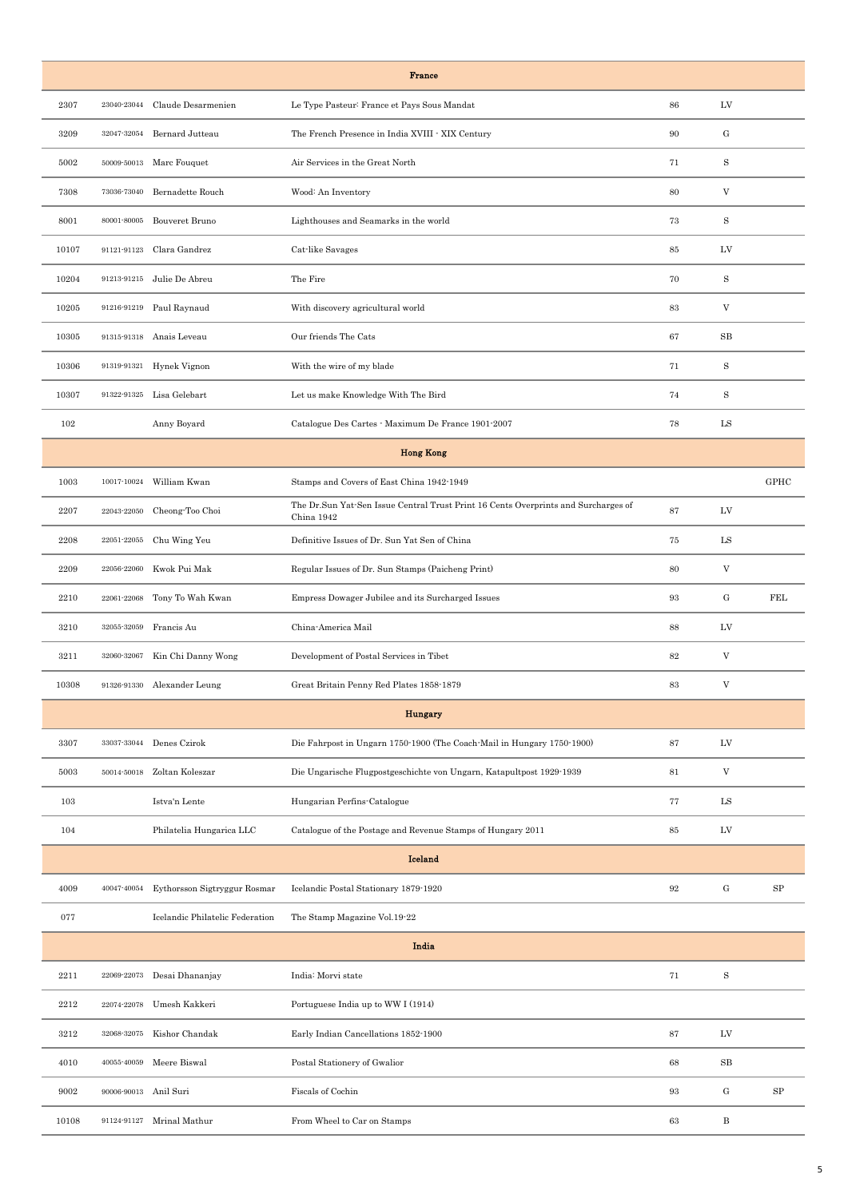| | | | | | | |
|---|---|---|---|---|---|---|
| | | | **France** | | | |
| 2307 | 23040-23044 | Claude Desarmenien | Le Type Pasteur: France et Pays Sous Mandat | 86 | LV | |
| 3209 | 32047-32054 | Bernard Jutteau | The French Presence in India XVIII - XIX Century | 90 | G | |
| 5002 | 50009-50013 | Marc Fouquet | Air Services in the Great North | 71 | S | |
| 7308 | 73036-73040 | Bernadette Rouch | Wood: An Inventory | 80 | V | |
| 8001 | 80001-80005 | Bouveret Bruno | Lighthouses and Seamarks in the world | 73 | S | |
| 10107 | 91121-91123 | Clara Gandrez | Cat-like Savages | 85 | LV | |
| 10204 | 91213-91215 | Julie De Abreu | The Fire | 70 | S | |
| 10205 | 91216-91219 | Paul Raynaud | With discovery agricultural world | 83 | V | |
| 10305 | 91315-91318 | Anais Leveau | Our friends The Cats | 67 | SB | |
| 10306 | 91319-91321 | Hynek Vignon | With the wire of my blade | 71 | S | |
| 10307 | 91322-91325 | Lisa Gelebart | Let us make Knowledge With The Bird | 74 | S | |
| 102 | | Anny Boyard | Catalogue Des Cartes - Maximum De France 1901-2007 | 78 | LS | |
| | | | **Hong Kong** | | | |
| 1003 | 10017-10024 | William Kwan | Stamps and Covers of East China 1942-1949 | | | GPHC |
| 2207 | 22043-22050 | Cheong-Too Choi | The Dr.Sun Yat-Sen Issue Central Trust Print 16 Cents Overprints and Surcharges of China 1942 | 87 | LV | |
| 2208 | 22051-22055 | Chu Wing Yeu | Definitive Issues of Dr. Sun Yat Sen of China | 75 | LS | |
| 2209 | 22056-22060 | Kwok Pui Mak | Regular Issues of Dr. Sun Stamps (Paicheng Print) | 80 | V | |
| 2210 | 22061-22068 | Tony To Wah Kwan | Empress Dowager Jubilee and its Surcharged Issues | 93 | G | FEL |
| 3210 | 32055-32059 | Francis Au | China-America Mail | 88 | LV | |
| 3211 | 32060-32067 | Kin Chi Danny Wong | Development of Postal Services in Tibet | 82 | V | |
| 10308 | 91326-91330 | Alexander Leung | Great Britain Penny Red Plates 1858-1879 | 83 | V | |
| | | | **Hungary** | | | |
| 3307 | 33037-33044 | Denes Czirok | Die Fahrpost in Ungarn 1750-1900 (The Coach-Mail in Hungary 1750-1900) | 87 | LV | |
| 5003 | 50014-50018 | Zoltan Koleszar | Die Ungarische Flugpostgeschichte von Ungarn, Katapultpost 1929-1939 | 81 | V | |
| 103 | | Istva'n Lente | Hungarian Perfins-Catalogue | 77 | LS | |
| 104 | | Philatelia Hungarica LLC | Catalogue of the Postage and Revenue Stamps of Hungary 2011 | 85 | LV | |
| | | | **Iceland** | | | |
| 4009 | 40047-40054 | Eythorsson Sigtryggur Rosmar | Icelandic Postal Stationary 1879-1920 | 92 | G | SP |
| 077 | | Icelandic Philatelic Federation | The Stamp Magazine Vol.19-22 | | | |
| | | | **India** | | | |
| 2211 | 22069-22073 | Desai Dhananjay | India: Morvi state | 71 | S | |
| 2212 | 22074-22078 | Umesh Kakkeri | Portuguese India up to WW I (1914) | | | |
| 3212 | 32068-32075 | Kishor Chandak | Early Indian Cancellations 1852-1900 | 87 | LV | |
| 4010 | 40055-40059 | Meere Biswal | Postal Stationery of Gwalior | 68 | SB | |
| 9002 | 90006-90013 | Anil Suri | Fiscals of Cochin | 93 | G | SP |
| 10108 | 91124-91127 | Mrinal Mathur | From Wheel to Car on Stamps | 63 | B | |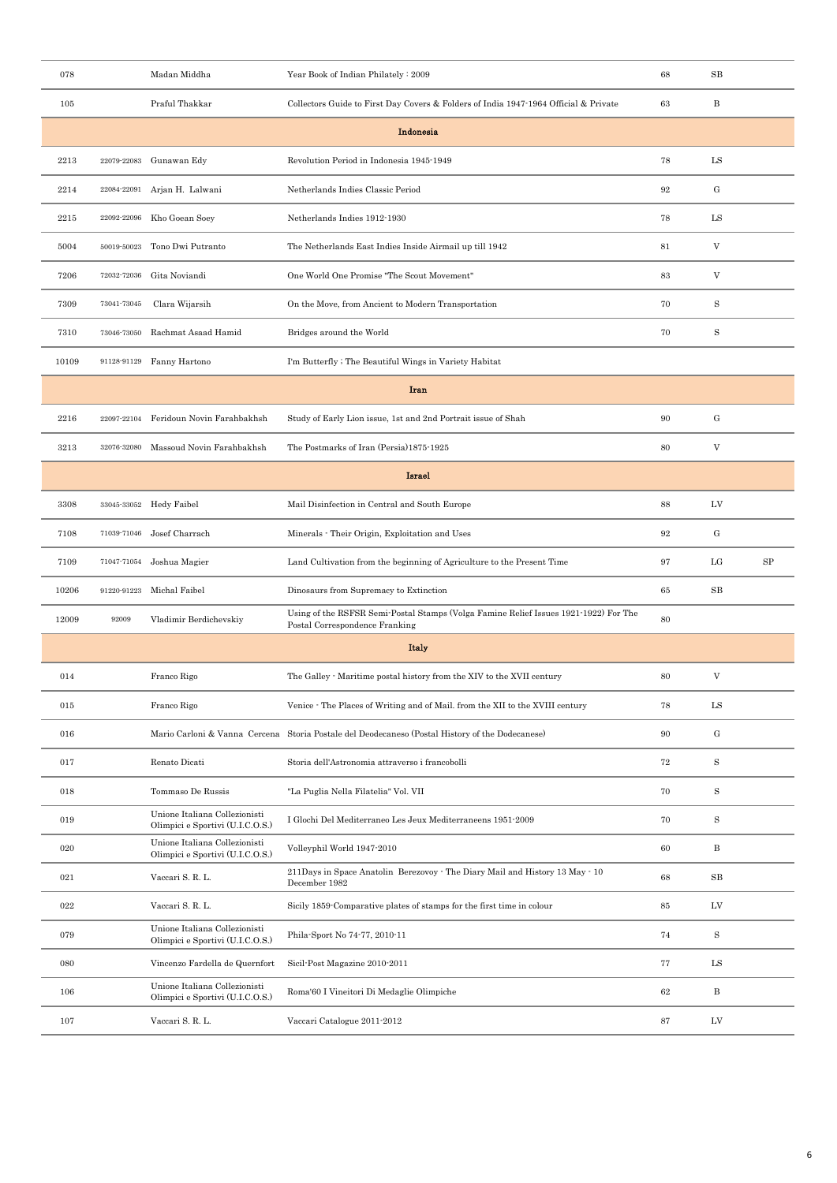| | | | | | | |
|---|---|---|---|---|---|---|
| 078 | | Madan Middha | Year Book of Indian Philately : 2009 | 68 | SB | |
| 105 | | Praful Thakkar | Collectors Guide to First Day Covers & Folders of India 1947-1964 Official & Private | 63 | B | |
| | | | **Indonesia** | | | |
| 2213 | 22079-22083 | Gunawan Edy | Revolution Period in Indonesia 1945-1949 | 78 | LS | |
| 2214 | 22084-22091 | Arjan H. Lalwani | Netherlands Indies Classic Period | 92 | G | |
| 2215 | 22092-22096 | Kho Goean Soey | Netherlands Indies 1912-1930 | 78 | LS | |
| 5004 | 50019-50023 | Tono Dwi Putranto | The Netherlands East Indies Inside Airmail up till 1942 | 81 | V | |
| 7206 | 72032-72036 | Gita Noviandi | One World One Promise "The Scout Movement" | 83 | V | |
| 7309 | 73041-73045 | Clara Wijarsih | On the Move, from Ancient to Modern Transportation | 70 | S | |
| 7310 | 73046-73050 | Rachmat Asaad Hamid | Bridges around the World | 70 | S | |
| 10109 | 91128-91129 | Fanny Hartono | I'm Butterfly ; The Beautiful Wings in Variety Habitat | | | |
| | | | **Iran** | | | |
| 2216 | 22097-22104 | Feridoun Novin Farahbakhsh | Study of Early Lion issue, 1st and 2nd Portrait issue of Shah | 90 | G | |
| 3213 | 32076-32080 | Massoud Novin Farahbakhsh | The Postmarks of Iran (Persia)1875-1925 | 80 | V | |
| | | | **Israel** | | | |
| 3308 | 33045-33052 | Hedy Faibel | Mail Disinfection in Central and South Europe | 88 | LV | |
| 7108 | 71039-71046 | Josef Charrach | Minerals - Their Origin, Exploitation and Uses | 92 | G | |
| 7109 | 71047-71054 | Joshua Magier | Land Cultivation from the beginning of Agriculture to the Present Time | 97 | LG | SP |
| 10206 | 91220-91223 | Michal Faibel | Dinosaurs from Supremacy to Extinction | 65 | SB | |
| 12009 | 92009 | Vladimir Berdichevskiy | Using of the RSFSR Semi-Postal Stamps (Volga Famine Relief Issues 1921-1922) For The Postal Correspondence Franking | 80 | | |
| | | | **Italy** | | | |
| 014 | | Franco Rigo | The Galley - Maritime postal history from the XIV to the XVII century | 80 | V | |
| 015 | | Franco Rigo | Venice - The Places of Writing and of Mail. from the XII to the XVIII century | 78 | LS | |
| 016 | | Mario Carloni & Vanna Cercena | Storia Postale del Deodecaneso (Postal History of the Dodecanese) | 90 | G | |
| 017 | | Renato Dicati | Storia dell'Astronomia attraverso i francobolli | 72 | S | |
| 018 | | Tommaso De Russis | "La Puglia Nella Filatelia" Vol. VII | 70 | S | |
| 019 | | Unione Italiana Collezionisti Olimpici e Sportivi (U.I.C.O.S.) | I Glochi Del Mediterraneo Les Jeux Mediterraneens 1951-2009 | 70 | S | |
| 020 | | Unione Italiana Collezionisti Olimpici e Sportivi (U.I.C.O.S.) | Volleyphil World 1947-2010 | 60 | B | |
| 021 | | Vaccari S. R. L. | 211Days in Space Anatolin Berezovoy - The Diary Mail and History 13 May - 10 December 1982 | 68 | SB | |
| 022 | | Vaccari S. R. L. | Sicily 1859-Comparative plates of stamps for the first time in colour | 85 | LV | |
| 079 | | Unione Italiana Collezionisti Olimpici e Sportivi (U.I.C.O.S.) | Phila-Sport No 74-77, 2010-11 | 74 | S | |
| 080 | | Vincenzo Fardella de Quernfort | Sicil-Post Magazine 2010-2011 | 77 | LS | |
| 106 | | Unione Italiana Collezionisti Olimpici e Sportivi (U.I.C.O.S.) | Roma'60 I Vineitori Di Medaglie Olimpiche | 62 | B | |
| 107 | | Vaccari S. R. L. | Vaccari Catalogue 2011-2012 | 87 | LV | |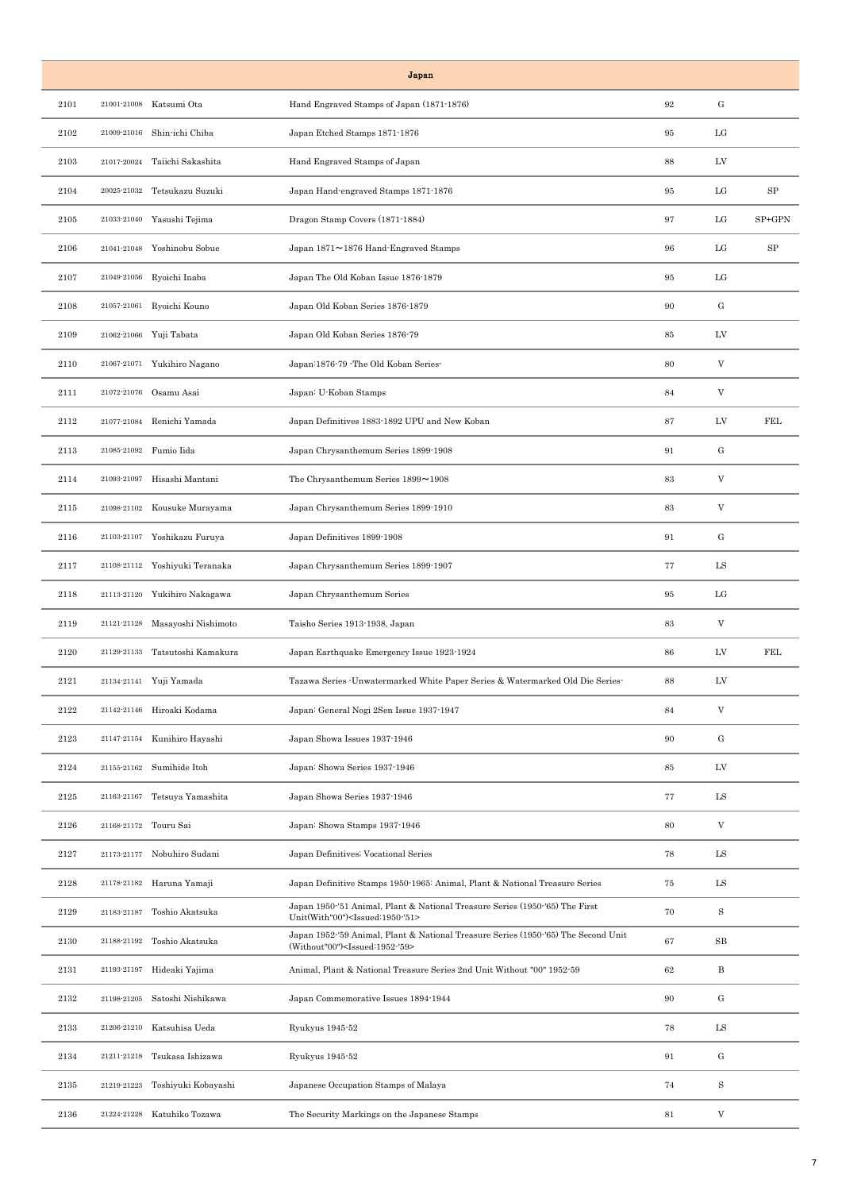| Japan | | | | | | |
|---|---|---|---|---|---|---|
| 2101 | 21001-21008 | Katsumi Ota | Hand Engraved Stamps of Japan (1871-1876) | 92 | G | |
| 2102 | 21009-21016 | Shin-ichi Chiba | Japan Etched Stamps 1871-1876 | 95 | LG | |
| 2103 | 21017-20024 | Taiichi Sakashita | Hand Engraved Stamps of Japan | 88 | LV | |
| 2104 | 20025-21032 | Tetsukazu Suzuki | Japan Hand-engraved Stamps 1871-1876 | 95 | LG | SP |
| 2105 | 21033-21040 | Yasushi Tejima | Dragon Stamp Covers (1871-1884) | 97 | LG | SP+GPN |
| 2106 | 21041-21048 | Yoshinobu Sobue | Japan 1871～1876 Hand-Engraved Stamps | 96 | LG | SP |
| 2107 | 21049-21056 | Ryoichi Inaba | Japan The Old Koban Issue 1876-1879 | 95 | LG | |
| 2108 | 21057-21061 | Ryoichi Kouno | Japan Old Koban Series 1876-1879 | 90 | G | |
| 2109 | 21062-21066 | Yuji Tabata | Japan Old Koban Series 1876-79 | 85 | LV | |
| 2110 | 21067-21071 | Yukihiro Nagano | Japan:1876-79 -The Old Koban Series- | 80 | V | |
| 2111 | 21072-21076 | Osamu Asai | Japan: U-Koban Stamps | 84 | V | |
| 2112 | 21077-21084 | Renichi Yamada | Japan Definitives 1883-1892 UPU and New Koban | 87 | LV | FEL |
| 2113 | 21085-21092 | Fumio Iida | Japan Chrysanthemum Series 1899-1908 | 91 | G | |
| 2114 | 21093-21097 | Hisashi Mantani | The Chrysanthemum Series 1899～1908 | 83 | V | |
| 2115 | 21098-21102 | Kousuke Murayama | Japan Chrysanthemum Series 1899-1910 | 83 | V | |
| 2116 | 21103-21107 | Yoshikazu Furuya | Japan Definitives 1899-1908 | 91 | G | |
| 2117 | 21108-21112 | Yoshiyuki Teranaka | Japan Chrysanthemum Series 1899-1907 | 77 | LS | |
| 2118 | 21113-21120 | Yukihiro Nakagawa | Japan Chrysanthemum Series | 95 | LG | |
| 2119 | 21121-21128 | Masayoshi Nishimoto | Taisho Series 1913-1938, Japan | 83 | V | |
| 2120 | 21129-21133 | Tatsutoshi Kamakura | Japan Earthquake Emergency Issue 1923-1924 | 86 | LV | FEL |
| 2121 | 21134-21141 | Yuji Yamada | Tazawa Series -Unwatermarked White Paper Series & Watermarked Old Die Series- | 88 | LV | |
| 2122 | 21142-21146 | Hiroaki Kodama | Japan: General Nogi 2Sen Issue 1937-1947 | 84 | V | |
| 2123 | 21147-21154 | Kunihiro Hayashi | Japan Showa Issues 1937-1946 | 90 | G | |
| 2124 | 21155-21162 | Sumihide Itoh | Japan: Showa Series 1937-1946 | 85 | LV | |
| 2125 | 21163-21167 | Tetsuya Yamashita | Japan Showa Series 1937-1946 | 77 | LS | |
| 2126 | 21168-21172 | Touru Sai | Japan: Showa Stamps 1937-1946 | 80 | V | |
| 2127 | 21173-21177 | Nobuhiro Sudani | Japan Definitives; Vocational Series | 78 | LS | |
| 2128 | 21178-21182 | Haruna Yamaji | Japan Definitive Stamps 1950-1965: Animal, Plant & National Treasure Series | 75 | LS | |
| 2129 | 21183-21187 | Toshio Akatsuka | Japan 1950-'51 Animal, Plant & National Treasure Series (1950-'65) The First Unit(With"00")<Issued:1950-'51> | 70 | S | |
| 2130 | 21188-21192 | Toshio Akatsuka | Japan 1952-'59 Animal, Plant & National Treasure Series (1950-'65) The Second Unit (Without"00")<Issued:1952-'59> | 67 | SB | |
| 2131 | 21193-21197 | Hideaki Yajima | Animal, Plant & National Treasure Series 2nd Unit Without "00" 1952-59 | 62 | B | |
| 2132 | 21198-21205 | Satoshi Nishikawa | Japan Commemorative Issues 1894-1944 | 90 | G | |
| 2133 | 21206-21210 | Katsuhisa Ueda | Ryukyus 1945-52 | 78 | LS | |
| 2134 | 21211-21218 | Tsukasa Ishizawa | Ryukyus 1945-52 | 91 | G | |
| 2135 | 21219-21223 | Toshiyuki Kobayashi | Japanese Occupation Stamps of Malaya | 74 | S | |
| 2136 | 21224-21228 | Katuhiko Tozawa | The Security Markings on the Japanese Stamps | 81 | V | |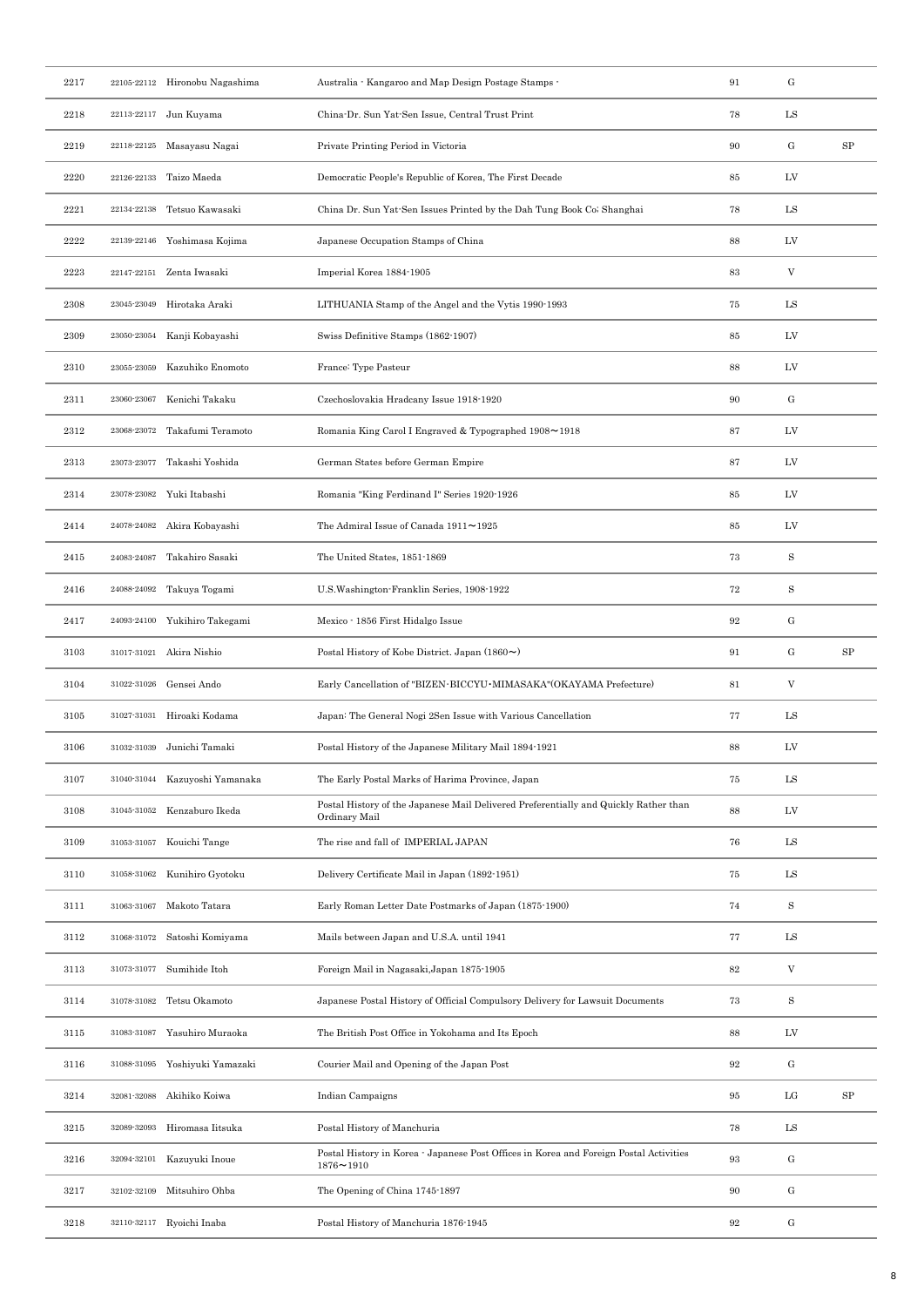| | | | | | | |
|---|---|---|---|---|---|---|
| 2217 | 22105-22112 | Hironobu Nagashima | Australia - Kangaroo and Map Design Postage Stamps - | 91 | G | |
| 2218 | 22113-22117 | Jun Kuyama | China-Dr. Sun Yat-Sen Issue, Central Trust Print | 78 | LS | |
| 2219 | 22118-22125 | Masayasu Nagai | Private Printing Period in Victoria | 90 | G | SP |
| 2220 | 22126-22133 | Taizo Maeda | Democratic People's Republic of Korea, The First Decade | 85 | LV | |
| 2221 | 22134-22138 | Tetsuo Kawasaki | China Dr. Sun Yat-Sen Issues Printed by the Dah Tung Book Co; Shanghai | 78 | LS | |
| 2222 | 22139-22146 | Yoshimasa Kojima | Japanese Occupation Stamps of China | 88 | LV | |
| 2223 | 22147-22151 | Zenta Iwasaki | Imperial Korea 1884-1905 | 83 | V | |
| 2308 | 23045-23049 | Hirotaka Araki | LITHUANIA Stamp of the Angel and the Vytis 1990-1993 | 75 | LS | |
| 2309 | 23050-23054 | Kanji Kobayashi | Swiss Definitive Stamps (1862-1907) | 85 | LV | |
| 2310 | 23055-23059 | Kazuhiko Enomoto | France: Type Pasteur | 88 | LV | |
| 2311 | 23060-23067 | Kenichi Takaku | Czechoslovakia Hradcany Issue 1918-1920 | 90 | G | |
| 2312 | 23068-23072 | Takafumi Teramoto | Romania King Carol I Engraved & Typographed 1908～1918 | 87 | LV | |
| 2313 | 23073-23077 | Takashi Yoshida | German States before German Empire | 87 | LV | |
| 2314 | 23078-23082 | Yuki Itabashi | Romania "King Ferdinand I" Series 1920-1926 | 85 | LV | |
| 2414 | 24078-24082 | Akira Kobayashi | The Admiral Issue of Canada 1911～1925 | 85 | LV | |
| 2415 | 24083-24087 | Takahiro Sasaki | The United States, 1851-1869 | 73 | S | |
| 2416 | 24088-24092 | Takuya Togami | U.S.Washington-Franklin Series, 1908-1922 | 72 | S | |
| 2417 | 24093-24100 | Yukihiro Takegami | Mexico - 1856 First Hidalgo Issue | 92 | G | |
| 3103 | 31017-31021 | Akira Nishio | Postal History of Kobe District. Japan (1860～) | 91 | G | SP |
| 3104 | 31022-31026 | Gensei Ando | Early Cancellation of "BIZEN･BICCYU･MIMASAKA"(OKAYAMA Prefecture) | 81 | V | |
| 3105 | 31027-31031 | Hiroaki Kodama | Japan: The General Nogi 2Sen Issue with Various Cancellation | 77 | LS | |
| 3106 | 31032-31039 | Junichi Tamaki | Postal History of the Japanese Military Mail 1894-1921 | 88 | LV | |
| 3107 | 31040-31044 | Kazuyoshi Yamanaka | The Early Postal Marks of Harima Province, Japan | 75 | LS | |
| 3108 | 31045-31052 | Kenzaburo Ikeda | Postal History of the Japanese Mail Delivered Preferentially and Quickly Rather than Ordinary Mail | 88 | LV | |
| 3109 | 31053-31057 | Kouichi Tange | The rise and fall of IMPERIAL JAPAN | 76 | LS | |
| 3110 | 31058-31062 | Kunihiro Gyotoku | Delivery Certificate Mail in Japan (1892-1951) | 75 | LS | |
| 3111 | 31063-31067 | Makoto Tatara | Early Roman Letter Date Postmarks of Japan (1875-1900) | 74 | S | |
| 3112 | 31068-31072 | Satoshi Komiyama | Mails between Japan and U.S.A. until 1941 | 77 | LS | |
| 3113 | 31073-31077 | Sumihide Itoh | Foreign Mail in Nagasaki,Japan 1875-1905 | 82 | V | |
| 3114 | 31078-31082 | Tetsu Okamoto | Japanese Postal History of Official Compulsory Delivery for Lawsuit Documents | 73 | S | |
| 3115 | 31083-31087 | Yasuhiro Muraoka | The British Post Office in Yokohama and Its Epoch | 88 | LV | |
| 3116 | 31088-31095 | Yoshiyuki Yamazaki | Courier Mail and Opening of the Japan Post | 92 | G | |
| 3214 | 32081-32088 | Akihiko Koiwa | Indian Campaigns | 95 | LG | SP |
| 3215 | 32089-32093 | Hiromasa Iitsuka | Postal History of Manchuria | 78 | LS | |
| 3216 | 32094-32101 | Kazuyuki Inoue | Postal History in Korea - Japanese Post Offices in Korea and Foreign Postal Activities 1876～1910 | 93 | G | |
| 3217 | 32102-32109 | Mitsuhiro Ohba | The Opening of China 1745-1897 | 90 | G | |
| 3218 | 32110-32117 | Ryoichi Inaba | Postal History of Manchuria 1876-1945 | 92 | G | |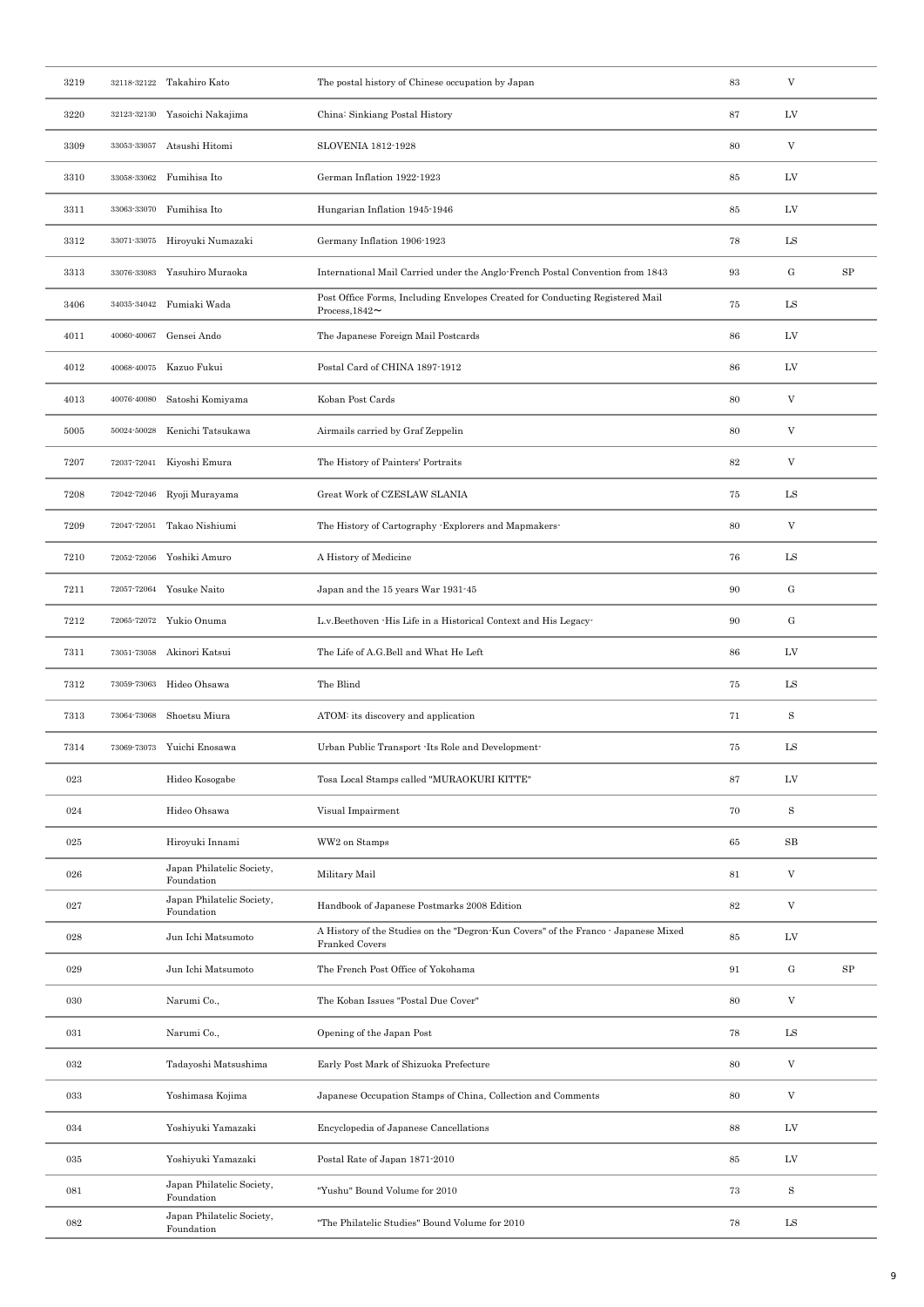| | | | | | | |
|---|---|---|---|---|---|---|
| 3219 | 32118-32122 | Takahiro Kato | The postal history of Chinese occupation by Japan | 83 | V | |
| 3220 | 32123-32130 | Yasoichi Nakajima | China: Sinkiang Postal History | 87 | LV | |
| 3309 | 33053-33057 | Atsushi Hitomi | SLOVENIA 1812-1928 | 80 | V | |
| 3310 | 33058-33062 | Fumihisa Ito | German Inflation 1922-1923 | 85 | LV | |
| 3311 | 33063-33070 | Fumihisa Ito | Hungarian Inflation 1945-1946 | 85 | LV | |
| 3312 | 33071-33075 | Hiroyuki Numazaki | Germany Inflation 1906-1923 | 78 | LS | |
| 3313 | 33076-33083 | Yasuhiro Muraoka | International Mail Carried under the Anglo-French Postal Convention from 1843 | 93 | G | SP |
| 3406 | 34035-34042 | Fumiaki Wada | Post Office Forms, Including Envelopes Created for Conducting Registered Mail Process,1842～ | 75 | LS | |
| 4011 | 40060-40067 | Gensei Ando | The Japanese Foreign Mail Postcards | 86 | LV | |
| 4012 | 40068-40075 | Kazuo Fukui | Postal Card of CHINA 1897-1912 | 86 | LV | |
| 4013 | 40076-40080 | Satoshi Komiyama | Koban Post Cards | 80 | V | |
| 5005 | 50024-50028 | Kenichi Tatsukawa | Airmails carried by Graf Zeppelin | 80 | V | |
| 7207 | 72037-72041 | Kiyoshi Emura | The History of Painters' Portraits | 82 | V | |
| 7208 | 72042-72046 | Ryoji Murayama | Great Work of CZESLAW SLANIA | 75 | LS | |
| 7209 | 72047-72051 | Takao Nishiumi | The History of Cartography -Explorers and Mapmakers- | 80 | V | |
| 7210 | 72052-72056 | Yoshiki Amuro | A History of Medicine | 76 | LS | |
| 7211 | 72057-72064 | Yosuke Naito | Japan and the 15 years War 1931-45 | 90 | G | |
| 7212 | 72065-72072 | Yukio Onuma | L.v.Beethoven -His Life in a Historical Context and His Legacy- | 90 | G | |
| 7311 | 73051-73058 | Akinori Katsui | The Life of A.G.Bell and What He Left | 86 | LV | |
| 7312 | 73059-73063 | Hideo Ohsawa | The Blind | 75 | LS | |
| 7313 | 73064-73068 | Shoetsu Miura | ATOM: its discovery and application | 71 | S | |
| 7314 | 73069-73073 | Yuichi Enosawa | Urban Public Transport -Its Role and Development- | 75 | LS | |
| 023 | | Hideo Kosogabe | Tosa Local Stamps called "MURAOKURI KITTE" | 87 | LV | |
| 024 | | Hideo Ohsawa | Visual Impairment | 70 | S | |
| 025 | | Hiroyuki Innami | WW2 on Stamps | 65 | SB | |
| 026 | | Japan Philatelic Society, Foundation | Military Mail | 81 | V | |
| 027 | | Japan Philatelic Society, Foundation | Handbook of Japanese Postmarks 2008 Edition | 82 | V | |
| 028 | | Jun Ichi Matsumoto | A History of the Studies on the "Degron-Kun Covers" of the Franco - Japanese Mixed Franked Covers | 85 | LV | |
| 029 | | Jun Ichi Matsumoto | The French Post Office of Yokohama | 91 | G | SP |
| 030 | | Narumi Co., | The Koban Issues "Postal Due Cover" | 80 | V | |
| 031 | | Narumi Co., | Opening of the Japan Post | 78 | LS | |
| 032 | | Tadayoshi Matsushima | Early Post Mark of Shizuoka Prefecture | 80 | V | |
| 033 | | Yoshimasa Kojima | Japanese Occupation Stamps of China, Collection and Comments | 80 | V | |
| 034 | | Yoshiyuki Yamazaki | Encyclopedia of Japanese Cancellations | 88 | LV | |
| 035 | | Yoshiyuki Yamazaki | Postal Rate of Japan 1871-2010 | 85 | LV | |
| 081 | | Japan Philatelic Society, Foundation | "Yushu" Bound Volume for 2010 | 73 | S | |
| 082 | | Japan Philatelic Society, Foundation | "The Philatelic Studies" Bound Volume for 2010 | 78 | LS | |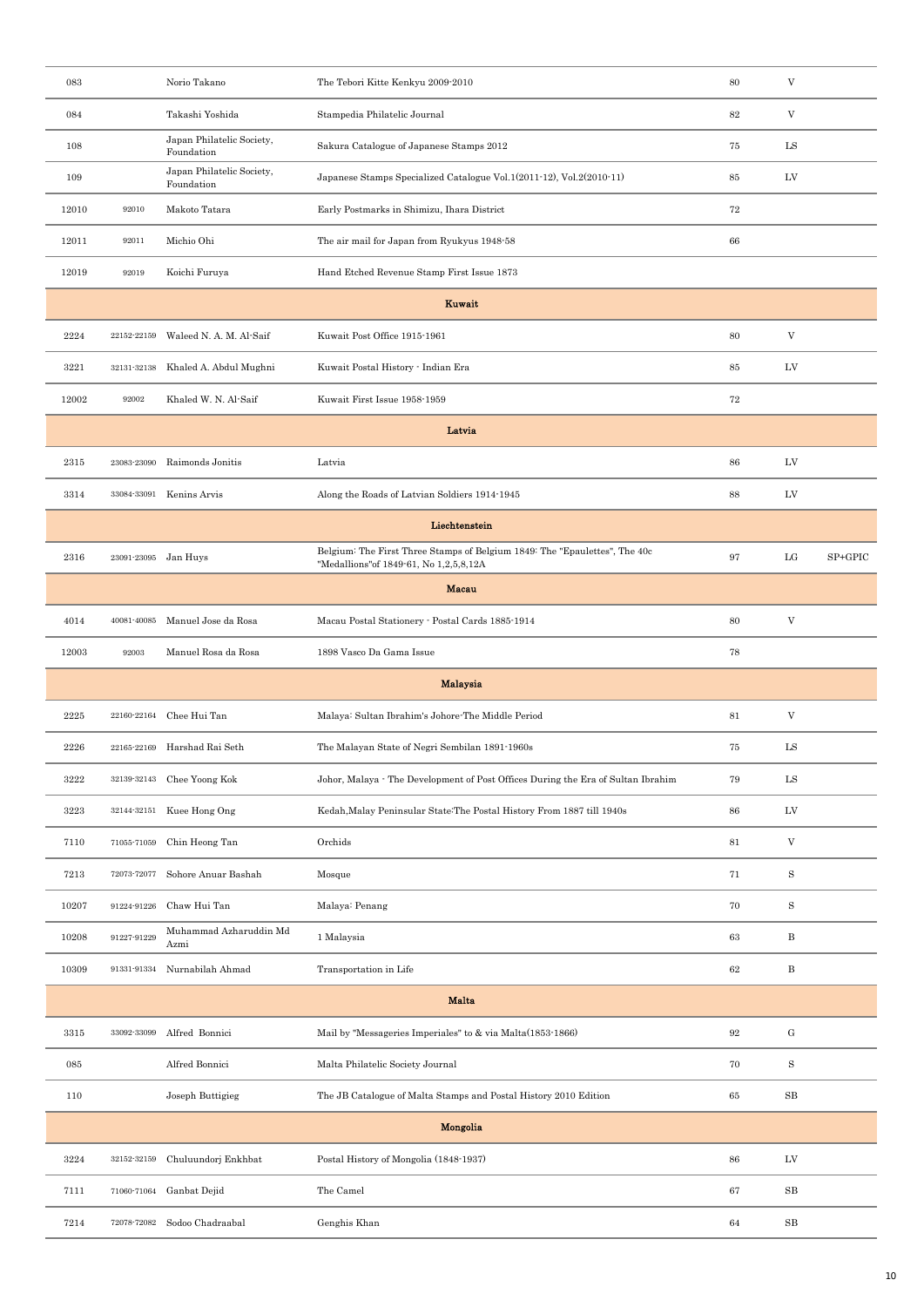| | | | | | | |
|---|---|---|---|---|---|---|
| 083 | | Norio Takano | The Tebori Kitte Kenkyu 2009-2010 | 80 | V | |
| 084 | | Takashi Yoshida | Stampedia Philatelic Journal | 82 | V | |
| 108 | | Japan Philatelic Society, Foundation | Sakura Catalogue of Japanese Stamps 2012 | 75 | LS | |
| 109 | | Japan Philatelic Society, Foundation | Japanese Stamps Specialized Catalogue Vol.1(2011-12), Vol.2(2010-11) | 85 | LV | |
| 12010 | 92010 | Makoto Tatara | Early Postmarks in Shimizu, Ihara District | 72 | | |
| 12011 | 92011 | Michio Ohi | The air mail for Japan from Ryukyus 1948-58 | 66 | | |
| 12019 | 92019 | Koichi Furuya | Hand Etched Revenue Stamp First Issue 1873 | | | |
| | | | **Kuwait** | | | |
| 2224 | 22152-22159 | Waleed N. A. M. Al-Saif | Kuwait Post Office 1915-1961 | 80 | V | |
| 3221 | 32131-32138 | Khaled A. Abdul Mughni | Kuwait Postal History - Indian Era | 85 | LV | |
| 12002 | 92002 | Khaled W. N. Al-Saif | Kuwait First Issue 1958-1959 | 72 | | |
| | | | **Latvia** | | | |
| 2315 | 23083-23090 | Raimonds Jonitis | Latvia | 86 | LV | |
| 3314 | 33084-33091 | Kenins Arvis | Along the Roads of Latvian Soldiers 1914-1945 | 88 | LV | |
| | | | **Liechtenstein** | | | |
| 2316 | 23091-23095 | Jan Huys | Belgium: The First Three Stamps of Belgium 1849: The "Epaulettes", The 40c "Medallions"of 1849-61, No 1,2,5,8,12A | 97 | LG | SP+GPIC |
| | | | **Macau** | | | |
| 4014 | 40081-40085 | Manuel Jose da Rosa | Macau Postal Stationery - Postal Cards 1885-1914 | 80 | V | |
| 12003 | 92003 | Manuel Rosa da Rosa | 1898 Vasco Da Gama Issue | 78 | | |
| | | | **Malaysia** | | | |
| 2225 | 22160-22164 | Chee Hui Tan | Malaya: Sultan Ibrahim's Johore-The Middle Period | 81 | V | |
| 2226 | 22165-22169 | Harshad Rai Seth | The Malayan State of Negri Sembilan 1891-1960s | 75 | LS | |
| 3222 | 32139-32143 | Chee Yoong Kok | Johor, Malaya - The Development of Post Offices During the Era of Sultan Ibrahim | 79 | LS | |
| 3223 | 32144-32151 | Kuee Hong Ong | Kedah,Malay Peninsular State:The Postal History From 1887 till 1940s | 86 | LV | |
| 7110 | 71055-71059 | Chin Heong Tan | Orchids | 81 | V | |
| 7213 | 72073-72077 | Sohore Anuar Bashah | Mosque | 71 | S | |
| 10207 | 91224-91226 | Chaw Hui Tan | Malaya: Penang | 70 | S | |
| 10208 | 91227-91229 | Muhammad Azharuddin Md Azmi | 1 Malaysia | 63 | B | |
| 10309 | 91331-91334 | Nurnabilah Ahmad | Transportation in Life | 62 | B | |
| | | | **Malta** | | | |
| 3315 | 33092-33099 | Alfred Bonnici | Mail by "Messageries Imperiales" to & via Malta(1853-1866) | 92 | G | |
| 085 | | Alfred Bonnici | Malta Philatelic Society Journal | 70 | S | |
| 110 | | Joseph Buttigieg | The JB Catalogue of Malta Stamps and Postal History 2010 Edition | 65 | SB | |
| | | | **Mongolia** | | | |
| 3224 | 32152-32159 | Chuluundorj Enkhbat | Postal History of Mongolia (1848-1937) | 86 | LV | |
| 7111 | 71060-71064 | Ganbat Dejid | The Camel | 67 | SB | |
| 7214 | 72078-72082 | Sodoo Chadraabal | Genghis Khan | 64 | SB | |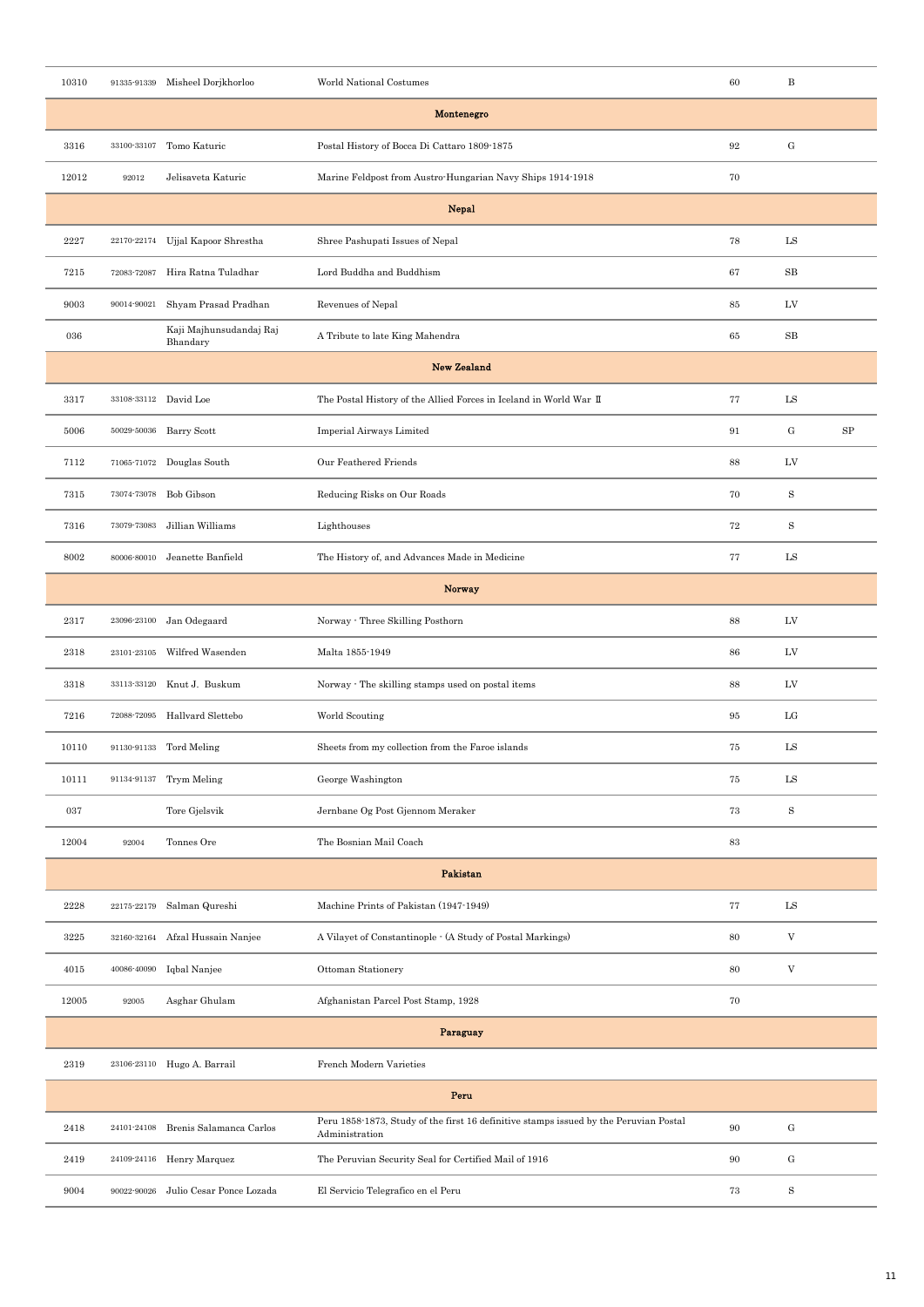| | | | | | | |
|---|---|---|---|---|---|---|
| 10310 | 91335-91339 | Misheel Dorjkhorloo | World National Costumes | 60 | B | |
| **Montenegro** | | | | | | |
| 3316 | 33100-33107 | Tomo Katuric | Postal History of Bocca Di Cattaro 1809-1875 | 92 | G | |
| 12012 | 92012 | Jelisaveta Katuric | Marine Feldpost from Austro-Hungarian Navy Ships 1914-1918 | 70 | | |
| **Nepal** | | | | | | |
| 2227 | 22170-22174 | Ujjal Kapoor Shrestha | Shree Pashupati Issues of Nepal | 78 | LS | |
| 7215 | 72083-72087 | Hira Ratna Tuladhar | Lord Buddha and Buddhism | 67 | SB | |
| 9003 | 90014-90021 | Shyam Prasad Pradhan | Revenues of Nepal | 85 | LV | |
| 036 | | Kaji Majhunsudandaj Raj Bhandary | A Tribute to late King Mahendra | 65 | SB | |
| **New Zealand** | | | | | | |
| 3317 | 33108-33112 | David Loe | The Postal History of the Allied Forces in Iceland in World War Ⅱ | 77 | LS | |
| 5006 | 50029-50036 | Barry Scott | Imperial Airways Limited | 91 | G | SP |
| 7112 | 71065-71072 | Douglas South | Our Feathered Friends | 88 | LV | |
| 7315 | 73074-73078 | Bob Gibson | Reducing Risks on Our Roads | 70 | S | |
| 7316 | 73079-73083 | Jillian Williams | Lighthouses | 72 | S | |
| 8002 | 80006-80010 | Jeanette Banfield | The History of, and Advances Made in Medicine | 77 | LS | |
| **Norway** | | | | | | |
| 2317 | 23096-23100 | Jan Odegaard | Norway - Three Skilling Posthorn | 88 | LV | |
| 2318 | 23101-23105 | Wilfred Wasenden | Malta 1855-1949 | 86 | LV | |
| 3318 | 33113-33120 | Knut J. Buskum | Norway - The skilling stamps used on postal items | 88 | LV | |
| 7216 | 72088-72095 | Hallvard Slettebo | World Scouting | 95 | LG | |
| 10110 | 91130-91133 | Tord Meling | Sheets from my collection from the Faroe islands | 75 | LS | |
| 10111 | 91134-91137 | Trym Meling | George Washington | 75 | LS | |
| 037 | | Tore Gjelsvik | Jernbane Og Post Gjennom Meraker | 73 | S | |
| 12004 | 92004 | Tonnes Ore | The Bosnian Mail Coach | 83 | | |
| **Pakistan** | | | | | | |
| 2228 | 22175-22179 | Salman Qureshi | Machine Prints of Pakistan (1947-1949) | 77 | LS | |
| 3225 | 32160-32164 | Afzal Hussain Nanjee | A Vilayet of Constantinople - (A Study of Postal Markings) | 80 | V | |
| 4015 | 40086-40090 | Iqbal Nanjee | Ottoman Stationery | 80 | V | |
| 12005 | 92005 | Asghar Ghulam | Afghanistan Parcel Post Stamp, 1928 | 70 | | |
| **Paraguay** | | | | | | |
| 2319 | 23106-23110 | Hugo A. Barrail | French Modern Varieties | | | |
| **Peru** | | | | | | |
| 2418 | 24101-24108 | Brenis Salamanca Carlos | Peru 1858-1873, Study of the first 16 definitive stamps issued by the Peruvian Postal Administration | 90 | G | |
| 2419 | 24109-24116 | Henry Marquez | The Peruvian Security Seal for Certified Mail of 1916 | 90 | G | |
| 9004 | 90022-90026 | Julio Cesar Ponce Lozada | El Servicio Telegrafico en el Peru | 73 | S | |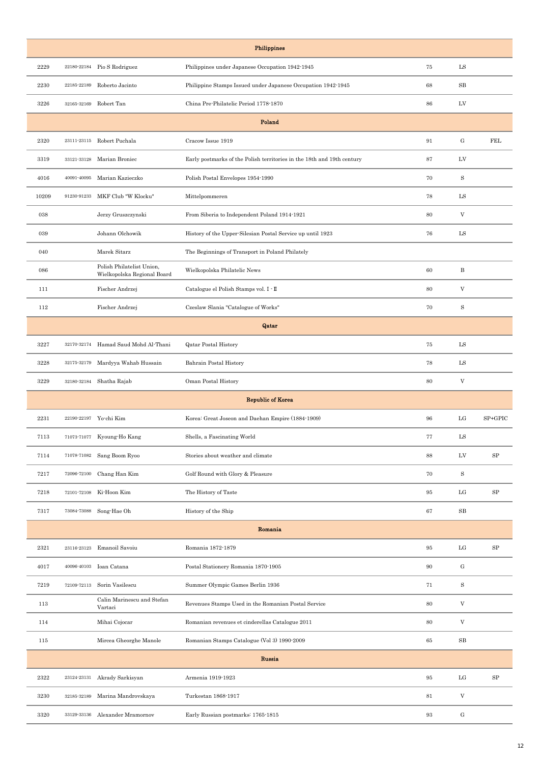| | | | | | | |
|---|---|---|---|---|---|---|
| **Philippines** | | | | | | |
| 2229 | 22180-22184 | Pio S Rodriguez | Philippines under Japanese Occupation 1942-1945 | 75 | LS | |
| 2230 | 22185-22189 | Roberto Jacinto | Philippine Stamps Issued under Japanese Occupation 1942-1945 | 68 | SB | |
| 3226 | 32165-32169 | Robert Tan | China Pre-Philatelic Period 1778-1870 | 86 | LV | |
| **Poland** | | | | | | |
| 2320 | 23111-23115 | Robert Puchala | Cracow Issue 1919 | 91 | G | FEL |
| 3319 | 33121-33128 | Marian Broniec | Early postmarks of the Polish territories in the 18th and 19th century | 87 | LV | |
| 4016 | 40091-40095 | Marian Kazieczko | Polish Postal Envelopes 1954-1990 | 70 | S | |
| 10209 | 91230-91233 | MKF Club "W Klocku" | Mittelpommeren | 78 | LS | |
| 038 | | Jerzy Gruszczynski | From Siberia to Independent Poland 1914-1921 | 80 | V | |
| 039 | | Johann Olchowik | History of the Upper-Silesian Postal Service up until 1923 | 76 | LS | |
| 040 | | Marek Sitarz | The Beginnings of Transport in Poland Philately | | | |
| 086 | | Polish Philatelist Union, Wielkopolska Regional Board | Wielkopolska Philatelic News | 60 | B | |
| 111 | | Fischer Andrzej | Catalogue el Polish Stamps vol. I - II | 80 | V | |
| 112 | | Fischer Andrzej | Czeslaw Slania "Catalogue of Works" | 70 | S | |
| **Qatar** | | | | | | |
| 3227 | 32170-32174 | Hamad Saud Mohd Al-Thani | Qatar Postal History | 75 | LS | |
| 3228 | 32175-32179 | Mardyya Wahab Hussain | Bahrain Postal History | 78 | LS | |
| 3229 | 32180-32184 | Shatha Rajab | Oman Postal History | 80 | V | |
| **Republic of Korea** | | | | | | |
| 2231 | 22190-22197 | Yo-chi Kim | Korea: Great Joseon and Daehan Empire (1884-1909) | 96 | LG | SP+GPIC |
| 7113 | 71073-71077 | Kyoung-Ho Kang | Shells, a Fascinating World | 77 | LS | |
| 7114 | 71078-71082 | Sang Boom Ryoo | Stories about weather and climate | 88 | LV | SP |
| 7217 | 72096-72100 | Chang Han Kim | Golf Round with Glory & Pleasure | 70 | S | |
| 7218 | 72101-72108 | Ki-Hoon Kim | The History of Taste | 95 | LG | SP |
| 7317 | 73084-73088 | Song-Hae Oh | History of the Ship | 67 | SB | |
| **Romania** | | | | | | |
| 2321 | 23116-23123 | Emanoil Savoiu | Romania 1872-1879 | 95 | LG | SP |
| 4017 | 40096-40103 | Ioan Catana | Postal Stationery Romania 1870-1905 | 90 | G | |
| 7219 | 72109-72113 | Sorin Vasilescu | Summer Olympic Games Berlin 1936 | 71 | S | |
| 113 | | Calin Marinescu and Stefan Vartaci | Revenues Stamps Used in the Romanian Postal Service | 80 | V | |
| 114 | | Mihai Cojocar | Romanian revenues et cinderellas Catalogue 2011 | 80 | V | |
| 115 | | Mircea Gheorghe Manole | Romanian Stamps Catalogue (Vol 3) 1990-2009 | 65 | SB | |
| **Russia** | | | | | | |
| 2322 | 23124-23131 | Akrady Sarkisyan | Armenia 1919-1923 | 95 | LG | SP |
| 3230 | 32185-32189 | Marina Mandrovskaya | Turkestan 1868-1917 | 81 | V | |
| 3320 | 33129-33136 | Alexander Mramornov | Early Russian postmarks: 1765-1815 | 93 | G | |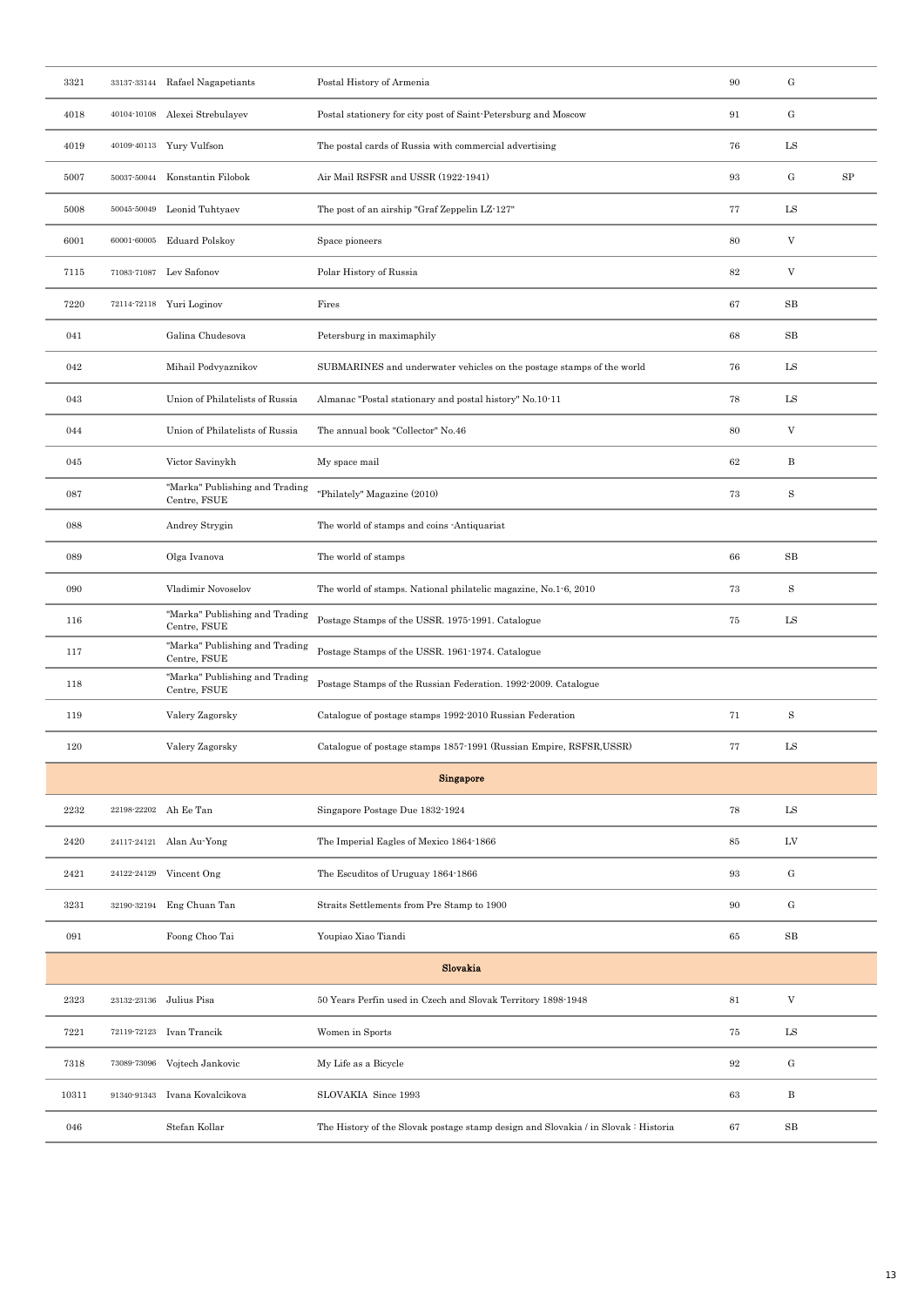| | | | | | | |
|---|---|---|---|---|---|---|
| 3321 | 33137-33144 | Rafael Nagapetiants | Postal History of Armenia | 90 | G | |
| 4018 | 40104-10108 | Alexei Strebulayev | Postal stationery for city post of Saint-Petersburg and Moscow | 91 | G | |
| 4019 | 40109-40113 | Yury Vulfson | The postal cards of Russia with commercial advertising | 76 | LS | |
| 5007 | 50037-50044 | Konstantin Filobok | Air Mail RSFSR and USSR (1922-1941) | 93 | G | SP |
| 5008 | 50045-50049 | Leonid Tuhtyaev | The post of an airship "Graf Zeppelin LZ-127" | 77 | LS | |
| 6001 | 60001-60005 | Eduard Polskoy | Space pioneers | 80 | V | |
| 7115 | 71083-71087 | Lev Safonov | Polar History of Russia | 82 | V | |
| 7220 | 72114-72118 | Yuri Loginov | Fires | 67 | SB | |
| 041 | | Galina Chudesova | Petersburg in maximaphily | 68 | SB | |
| 042 | | Mihail Podvyaznikov | SUBMARINES and underwater vehicles on the postage stamps of the world | 76 | LS | |
| 043 | | Union of Philatelists of Russia | Almanac "Postal stationary and postal history" No.10-11 | 78 | LS | |
| 044 | | Union of Philatelists of Russia | The annual book "Collector" No.46 | 80 | V | |
| 045 | | Victor Savinykh | My space mail | 62 | B | |
| 087 | | "Marka" Publishing and Trading Centre, FSUE | "Philately" Magazine (2010) | 73 | S | |
| 088 | | Andrey Strygin | The world of stamps and coins -Antiquariat | | | |
| 089 | | Olga Ivanova | The world of stamps | 66 | SB | |
| 090 | | Vladimir Novoselov | The world of stamps. National philatelic magazine, No.1-6, 2010 | 73 | S | |
| 116 | | "Marka" Publishing and Trading Centre, FSUE | Postage Stamps of the USSR. 1975-1991. Catalogue | 75 | LS | |
| 117 | | "Marka" Publishing and Trading Centre, FSUE | Postage Stamps of the USSR. 1961-1974. Catalogue | | | |
| 118 | | "Marka" Publishing and Trading Centre, FSUE | Postage Stamps of the Russian Federation. 1992-2009. Catalogue | | | |
| 119 | | Valery Zagorsky | Catalogue of postage stamps 1992-2010 Russian Federation | 71 | S | |
| 120 | | Valery Zagorsky | Catalogue of postage stamps 1857-1991 (Russian Empire, RSFSR,USSR) | 77 | LS | |
| | | | **Singapore** | | | |
| 2232 | 22198-22202 | Ah Ee Tan | Singapore Postage Due 1832-1924 | 78 | LS | |
| 2420 | 24117-24121 | Alan Au-Yong | The Imperial Eagles of Mexico 1864-1866 | 85 | LV | |
| 2421 | 24122-24129 | Vincent Ong | The Escuditos of Uruguay 1864-1866 | 93 | G | |
| 3231 | 32190-32194 | Eng Chuan Tan | Straits Settlements from Pre Stamp to 1900 | 90 | G | |
| 091 | | Foong Choo Tai | Youpiao Xiao Tiandi | 65 | SB | |
| | | | **Slovakia** | | | |
| 2323 | 23132-23136 | Julius Pisa | 50 Years Perfin used in Czech and Slovak Territory 1898-1948 | 81 | V | |
| 7221 | 72119-72123 | Ivan Trancik | Women in Sports | 75 | LS | |
| 7318 | 73089-73096 | Vojtech Jankovic | My Life as a Bicycle | 92 | G | |
| 10311 | 91340-91343 | Ivana Kovalcikova | SLOVAKIA Since 1993 | 63 | B | |
| 046 | | Stefan Kollar | The History of the Slovak postage stamp design and Slovakia / in Slovak : Historia | 67 | SB | |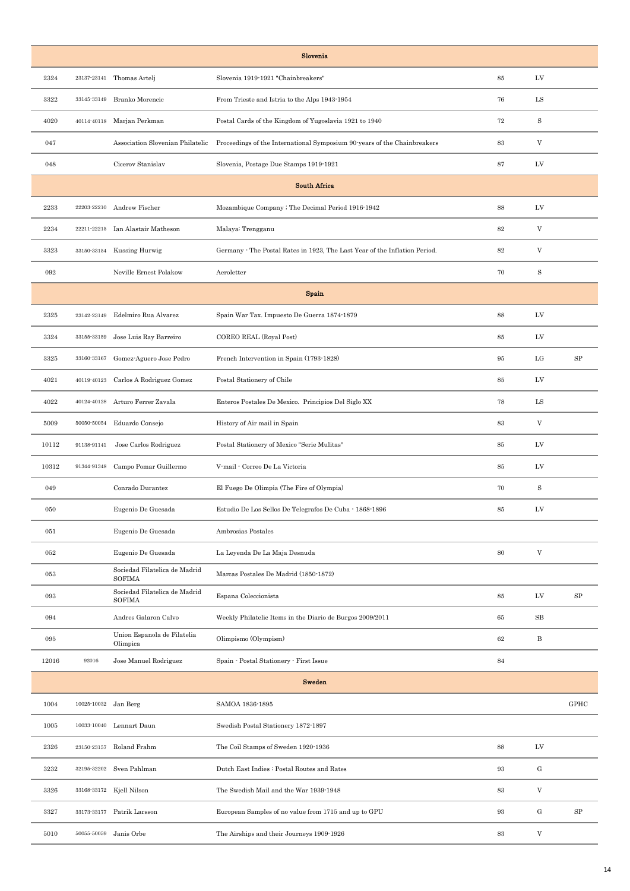| | | | | | | |
|---|---|---|---|---|---|---|
| **Slovenia** | | | | | | |
| 2324 | 23137-23141 | Thomas Artelj | Slovenia 1919-1921 "Chainbreakers" | 85 | LV | |
| 3322 | 33145-33149 | Branko Morencic | From Trieste and Istria to the Alps 1943-1954 | 76 | LS | |
| 4020 | 40114-40118 | Marjan Perkman | Postal Cards of the Kingdom of Yugoslavia 1921 to 1940 | 72 | S | |
| 047 | | Association Slovenian Philatelic | Proceedings of the International Symposium 90-years of the Chainbreakers | 83 | V | |
| 048 | | Cicerov Stanislav | Slovenia, Postage Due Stamps 1919-1921 | 87 | LV | |
| **South Africa** | | | | | | |
| 2233 | 22203-22210 | Andrew Fischer | Mozambique Company ; The Decimal Period 1916-1942 | 88 | LV | |
| 2234 | 22211-22215 | Ian Alastair Matheson | Malaya; Trengganu | 82 | V | |
| 3323 | 33150-33154 | Kussing Hurwig | Germany - The Postal Rates in 1923, The Last Year of the Inflation Period. | 82 | V | |
| 092 | | Neville Ernest Polakow | Aeroletter | 70 | S | |
| **Spain** | | | | | | |
| 2325 | 23142-23149 | Edelmiro Rua Alvarez | Spain War Tax. Impuesto De Guerra 1874-1879 | 88 | LV | |
| 3324 | 33155-33159 | Jose Luis Ray Barreiro | COREO REAL (Royal Post) | 85 | LV | |
| 3325 | 33160-33167 | Gomez-Aguero Jose Pedro | French Intervention in Spain (1793-1828) | 95 | LG | SP |
| 4021 | 40119-40123 | Carlos A Rodriguez Gomez | Postal Stationery of Chile | 85 | LV | |
| 4022 | 40124-40128 | Arturo Ferrer Zavala | Enteros Postales De Mexico. Principios Del Siglo XX | 78 | LS | |
| 5009 | 50050-50054 | Eduardo Consejo | History of Air mail in Spain | 83 | V | |
| 10112 | 91138-91141 | Jose Carlos Rodriguez | Postal Stationery of Mexico "Serie Mulitas" | 85 | LV | |
| 10312 | 91344-91348 | Campo Pomar Guillermo | V-mail - Correo De La Victoria | 85 | LV | |
| 049 | | Conrado Durantez | El Fuego De Olimpia (The Fire of Olympia) | 70 | S | |
| 050 | | Eugenio De Guesada | Estudio De Los Sellos De Telegrafos De Cuba - 1868-1896 | 85 | LV | |
| 051 | | Eugenio De Guesada | Ambrosias Postales | | | |
| 052 | | Eugenio De Guesada | La Leyenda De La Maja Desnuda | 80 | V | |
| 053 | | Sociedad Filatelica de Madrid SOFIMA | Marcas Postales De Madrid (1850-1872) | | | |
| 093 | | Sociedad Filatelica de Madrid SOFIMA | Espana Coleccionista | 85 | LV | SP |
| 094 | | Andres Galaron Calvo | Weekly Philatelic Items in the Diario de Burgos 2009/2011 | 65 | SB | |
| 095 | | Union Espanola de Filatelia Olimpica | Olimpismo (Olympism) | 62 | B | |
| 12016 | 92016 | Jose Manuel Rodriguez | Spain - Postal Stationery - First Issue | 84 | | |
| **Sweden** | | | | | | |
| 1004 | 10025-10032 | Jan Berg | SAMOA 1836-1895 | | | GPHC |
| 1005 | 10033-10040 | Lennart Daun | Swedish Postal Stationery 1872-1897 | | | |
| 2326 | 23150-23157 | Roland Frahm | The Coil Stamps of Sweden 1920-1936 | 88 | LV | |
| 3232 | 32195-32202 | Sven Pahlman | Dutch East Indies ; Postal Routes and Rates | 93 | G | |
| 3326 | 33168-33172 | Kjell Nilson | The Swedish Mail and the War 1939-1948 | 83 | V | |
| 3327 | 33173-33177 | Patrik Larsson | European Samples of no value from 1715 and up to GPU | 93 | G | SP |
| 5010 | 50055-50059 | Janis Orbe | The Airships and their Journeys 1909-1926 | 83 | V | |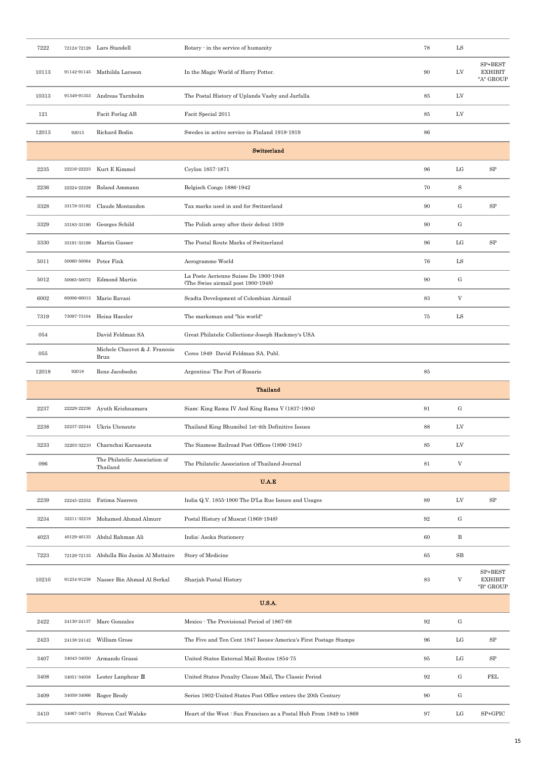| | | | | | | |
|---|---|---|---|---|---|---|
| 7222 | 72124-72128 | Lars Standell | Rotary - in the service of humanity | 78 | LS | |
| 10113 | 91142-91145 | Mathilda Larsson | In the Magic World of Harry Potter. | 90 | LV | SP+BEST EXHIBIT "A" GROUP |
| 10313 | 91349-91353 | Andreas Tarnholm | The Postal History of Uplands Vasby and Jarfalla | 85 | LV | |
| 121 | | Facit Forlag AB | Facit Special 2011 | 85 | LV | |
| 12013 | 92013 | Richard Bodin | Swedes in active service in Finland 1918-1919 | 86 | | |
| | | | **Switzerland** | | | |
| 2235 | 22216-22223 | Kurt E Kimmel | Ceylon 1857-1871 | 96 | LG | SP |
| 2236 | 22224-22228 | Roland Ammann | Belgisch Congo 1886-1942 | 70 | S | |
| 3328 | 33178-33182 | Claude Montandon | Tax marks used in and for Switzerland | 90 | G | SP |
| 3329 | 33183-33190 | Georges Schild | The Polish army after their defeat 1939 | 90 | G | |
| 3330 | 33191-33198 | Martin Gasser | The Postal Route Marks of Switzerland | 96 | LG | SP |
| 5011 | 50060-50064 | Peter Fink | Aerogramme World | 76 | LS | |
| 5012 | 50065-50072 | Edmond Martin | La Poste Aerienne Suisse De 1900-1948 (The Swiss airmail post 1900-1948) | 90 | G | |
| 6002 | 60006-60013 | Mario Ravasi | Scadta Development of Colombian Airmail | 83 | V | |
| 7319 | 73097-73104 | Heinz Haesler | The marksman and "his world" | 75 | LS | |
| 054 | | David Feldman SA | Great Philatelic Collections-Joseph Hackmey's USA | | | |
| 055 | | Michele Chauvet & J. Francois Brun | Ceres 1849 David Feldman SA. Publ. | | | |
| 12018 | 92018 | Rene Jacobsohn | Argentina: The Port of Rosario | 85 | | |
| | | | **Thailand** | | | |
| 2237 | 22229-22236 | Ayuth Krishnamara | Siam: King Rama IV And King Rama V (1837-1904) | 91 | G | |
| 2238 | 22237-22244 | Ukris Utensute | Thailand King Bhumibol 1st-4th Definitive Issues | 88 | LV | |
| 3233 | 32203-32210 | Charnchai Karnasuta | The Siamese Railroad Post Offices (1896-1941) | 85 | LV | |
| 096 | | The Philatelic Association of Thailand | The Philatelic Association of Thailand Journal | 81 | V | |
| | | | **U.A.E** | | | |
| 2239 | 22245-22252 | Fatima Nasreen | India Q.V. 1855-1900 The D'La Rue Issues and Usages | 89 | LV | SP |
| 3234 | 32211-32218 | Mohamed Ahmad Almurr | Postal History of Muscat (1868-1948) | 92 | G | |
| 4023 | 40129-40133 | Abdul Rahman Ali | India: Asoka Stationery | 60 | B | |
| 7223 | 72129-72133 | Abdulla Bin Jasim Al Muttaire | Story of Medicine | 65 | SB | |
| 10210 | 91234-91238 | Nasser Bin Ahmad Al Serkal | Sharjah Postal History | 83 | V | SP+BEST EXHIBIT "B" GROUP |
| | | | **U.S.A.** | | | |
| 2422 | 24130-24137 | Marc Gonzales | Mexico - The Provisional Period of 1867-68 | 92 | G | |
| 2423 | 24138-24142 | William Gross | The Five and Ten Cent 1847 Issues-America's First Postage Stamps | 96 | LG | SP |
| 3407 | 34043-34050 | Armando Grassi | United States External Mail Routes 1854-75 | 95 | LG | SP |
| 3408 | 34051-34058 | Lester Lanphear III | United States Penalty Clause Mail, The Classic Period | 92 | G | FEL |
| 3409 | 34059-34066 | Roger Brody | Series 1902-United States Post Office enters the 20th Century | 90 | G | |
| 3410 | 34067-34074 | Steven Carl Walske | Heart of the West : San Francisco as a Postal Hub From 1849 to 1869 | 97 | LG | SP+GPIC |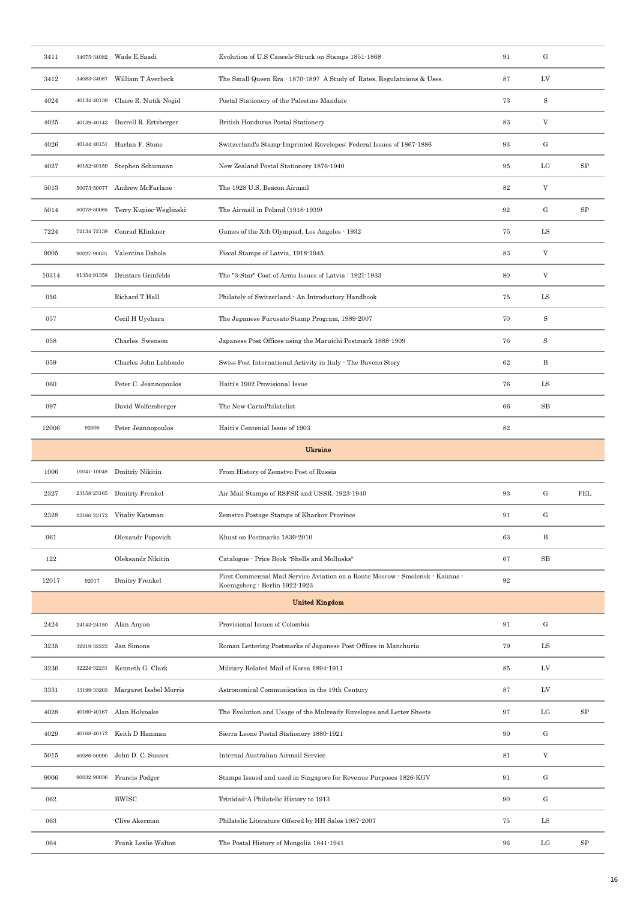| | | | | | | |
|---|---|---|---|---|---|---|
| 3411 | 34075-34082 | Wade E.Saadi | Evolution of U.S Cancels-Struck on Stamps 1851-1868 | 91 | G | |
| 3412 | 34083-34087 | William T Averbeck | The Small Queen Era : 1870-1897 A Study of Rates, Regulatuions & Uses. | 87 | LV | |
| 4024 | 40134-40138 | Claire R. Nutik-Nogid | Postal Stationery of the Palestine Mandate | 73 | S | |
| 4025 | 40139-40143 | Darrell R. Ertzberger | British Honduras Postal Stationery | 83 | V | |
| 4026 | 40144-40151 | Harlan F. Stone | Switzerland's Stamp-Imprinted Envelopes: Federal Issues of 1867-1886 | 93 | G | |
| 4027 | 40152-40159 | Stephen Schumann | New Zealand Postal Stationery 1876-1940 | 95 | LG | SP |
| 5013 | 50073-50077 | Andrew McFarlane | The 1928 U.S. Beacon Airmail | 82 | V | |
| 5014 | 50078-50085 | Terry Kupiec-Weglinski | The Airmail in Poland (1918-1939) | 92 | G | SP |
| 7224 | 72134-72138 | Conrad Klinkner | Games of the Xth Olympiad, Los Angeles - 1932 | 75 | LS | |
| 9005 | 90027-90031 | Valentins Dabols | Fiscal Stamps of Latvia, 1918-1945 | 83 | V | |
| 10314 | 91354-91358 | Dzintars Grinfelds | The "3-Star" Coat of Arms Issues of Latvia : 1921-1933 | 80 | V | |
| 056 | | Richard T Hall | Philately of Switzerland - An Introductory Handbook | 75 | LS | |
| 057 | | Cecil H Uyehara | The Japanese Furusato Stamp Program, 1989-2007 | 70 | S | |
| 058 | | Charles Swenson | Japanese Post Offices using the Maruichi Postmark 1888-1909 | 76 | S | |
| 059 | | Charles John Lablonde | Swiss Post International Activity in Italy - The Baveno Story | 62 | B | |
| 060 | | Peter C. Jeannopoulos | Haiti's 1902 Provisional Issue | 76 | LS | |
| 097 | | David Wolfersberger | The New CartoPhilatelist | 66 | SB | |
| 12006 | 92006 | Peter Jeannopoulos | Haiti's Centenial Issue of 1903 | 82 | | |
| | | | **Ukraine** | | | |
| 1006 | 10041-10048 | Dmitriy Nikitin | From History of Zemstvo Post of Russia | | | |
| 2327 | 23158-23165 | Dmitriy Frenkel | Air Mail Stamps of RSFSR and USSR. 1923-1940 | 93 | G | FEL |
| 2328 | 23166-23173 | Vitaliy Katsman | Zemstvo Postage Stamps of Kharkov Province | 91 | G | |
| 061 | | Olexandr Popovich | Khust on Postmarks 1839-2010 | 63 | B | |
| 122 | | Oleksandr Nikitin | Catalogue - Price Book "Shells and Mollusks" | 67 | SB | |
| 12017 | 92017 | Dmitry Frenkel | First Commercial Mail Service Aviation on a Route Moscow - Smolensk - Kaunas - Koenigsberg - Berlin 1922-1923 | 92 | | |
| | | | **United Kingdom** | | | |
| 2424 | 24143-24150 | Alan Anyon | Provisional Issues of Colombia | 91 | G | |
| 3235 | 32219-32223 | Jan Simons | Roman Lettering Postmarks of Japanese Post Offices in Manchuria | 79 | LS | |
| 3236 | 32224-32231 | Kenneth G. Clark | Military Related Mail of Korea 1894-1911 | 85 | LV | |
| 3331 | 33199-33203 | Margaret Isabel Morris | Astronomical Communication in the 19th Century | 87 | LV | |
| 4028 | 40160-40167 | Alan Holyoake | The Evolution and Usage of the Mulready Envelopes and Letter Sheets | 97 | LG | SP |
| 4029 | 40168-40172 | Keith D Hanman | Sierra Leone Postal Stationery 1880-1921 | 90 | G | |
| 5015 | 50086-50090 | John D. C. Sussex | Internal Australian Airmail Service | 81 | V | |
| 9006 | 90032-90036 | Francis Podger | Stamps Issued and used in Singapore for Revenue Purposes 1826-KGV | 91 | G | |
| 062 | | BWISC | Trinidad-A Philatelic History to 1913 | 90 | G | |
| 063 | | Clive Akerman | Philatelic Literature Offered by HH Sales 1987-2007 | 75 | LS | |
| 064 | | Frank Leslie Walton | The Postal History of Mongolia 1841-1941 | 96 | LG | SP |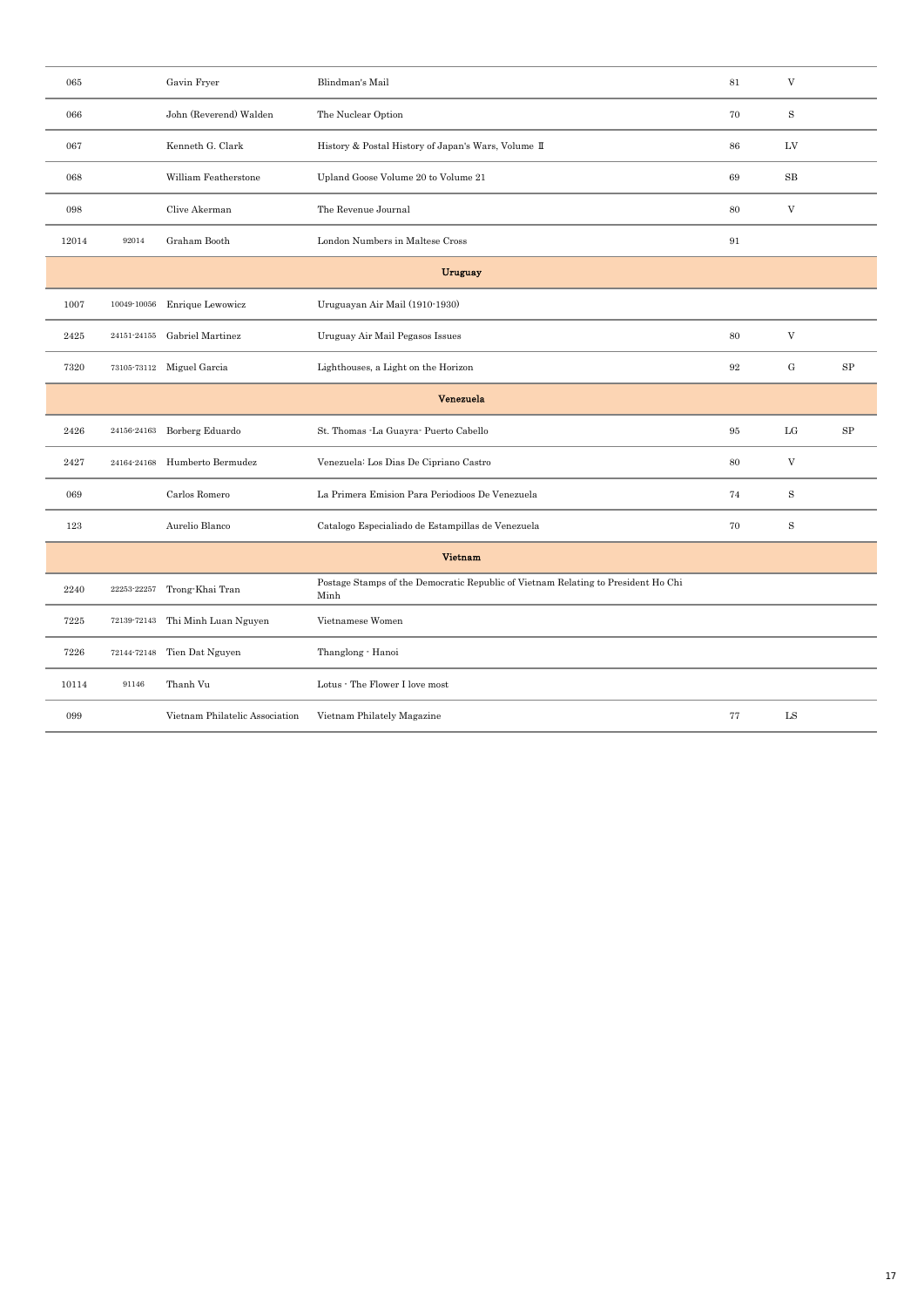| | | | | | | |
|---|---|---|---|---|---|---|
| 065 | | Gavin Fryer | Blindman's Mail | 81 | V | |
| 066 | | John (Reverend) Walden | The Nuclear Option | 70 | S | |
| 067 | | Kenneth G. Clark | History & Postal History of Japan's Wars, Volume Ⅱ | 86 | LV | |
| 068 | | William Featherstone | Upland Goose Volume 20 to Volume 21 | 69 | SB | |
| 098 | | Clive Akerman | The Revenue Journal | 80 | V | |
| 12014 | 92014 | Graham Booth | London Numbers in Maltese Cross | 91 | | |
| **Uruguay** | | | | | | |
| 1007 | 10049-10056 | Enrique Lewowicz | Uruguayan Air Mail (1910-1930) | | | |
| 2425 | 24151-24155 | Gabriel Martinez | Uruguay Air Mail Pegasos Issues | 80 | V | |
| 7320 | 73105-73112 | Miguel Garcia | Lighthouses, a Light on the Horizon | 92 | G | SP |
| **Venezuela** | | | | | | |
| 2426 | 24156-24163 | Borberg Eduardo | St. Thomas -La Guayra- Puerto Cabello | 95 | LG | SP |
| 2427 | 24164-24168 | Humberto Bermudez | Venezuela: Los Dias De Cipriano Castro | 80 | V | |
| 069 | | Carlos Romero | La Primera Emision Para Periodioos De Venezuela | 74 | S | |
| 123 | | Aurelio Blanco | Catalogo Especialiado de Estampillas de Venezuela | 70 | S | |
| **Vietnam** | | | | | | |
| 2240 | 22253-22257 | Trong-Khai Tran | Postage Stamps of the Democratic Republic of Vietnam Relating to President Ho Chi Minh | | | |
| 7225 | 72139-72143 | Thi Minh Luan Nguyen | Vietnamese Women | | | |
| 7226 | 72144-72148 | Tien Dat Nguyen | Thanglong - Hanoi | | | |
| 10114 | 91146 | Thanh Vu | Lotus - The Flower I love most | | | |
| 099 | | Vietnam Philatelic Association | Vietnam Philately Magazine | 77 | LS | |